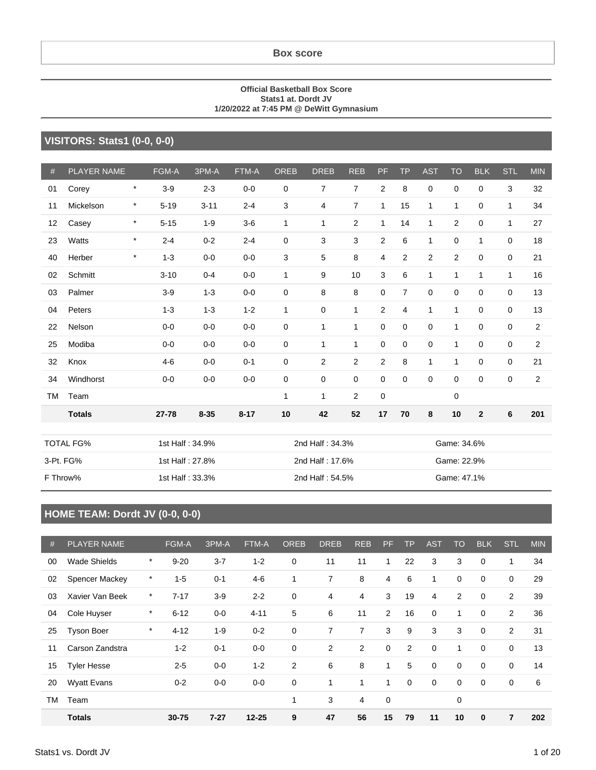## Box score

**Official Basketball Box Score**
**Stats1 at. Dordt JV**
**1/20/2022 at 7:45 PM @ DeWitt Gymnasium**

### VISITORS: Stats1 (0-0, 0-0)

| # | PLAYER NAME | | FGM-A | 3PM-A | FTM-A | OREB | DREB | REB | PF | TP | AST | TO | BLK | STL | MIN |
|---|---|---|---|---|---|---|---|---|---|---|---|---|---|---|---|
| 01 | Corey | * | 3-9 | 2-3 | 0-0 | 0 | 7 | 7 | 2 | 8 | 0 | 0 | 0 | 3 | 32 |
| 11 | Mickelson | * | 5-19 | 3-11 | 2-4 | 3 | 4 | 7 | 1 | 15 | 1 | 1 | 0 | 1 | 34 |
| 12 | Casey | * | 5-15 | 1-9 | 3-6 | 1 | 1 | 2 | 1 | 14 | 1 | 2 | 0 | 1 | 27 |
| 23 | Watts | * | 2-4 | 0-2 | 2-4 | 0 | 3 | 3 | 2 | 6 | 1 | 0 | 1 | 0 | 18 |
| 40 | Herber | * | 1-3 | 0-0 | 0-0 | 3 | 5 | 8 | 4 | 2 | 2 | 2 | 0 | 0 | 21 |
| 02 | Schmitt | | 3-10 | 0-4 | 0-0 | 1 | 9 | 10 | 3 | 6 | 1 | 1 | 1 | 1 | 16 |
| 03 | Palmer | | 3-9 | 1-3 | 0-0 | 0 | 8 | 8 | 0 | 7 | 0 | 0 | 0 | 0 | 13 |
| 04 | Peters | | 1-3 | 1-3 | 1-2 | 1 | 0 | 1 | 2 | 4 | 1 | 1 | 0 | 0 | 13 |
| 22 | Nelson | | 0-0 | 0-0 | 0-0 | 0 | 1 | 1 | 0 | 0 | 0 | 1 | 0 | 0 | 2 |
| 25 | Modiba | | 0-0 | 0-0 | 0-0 | 0 | 1 | 1 | 0 | 0 | 0 | 1 | 0 | 0 | 2 |
| 32 | Knox | | 4-6 | 0-0 | 0-1 | 0 | 2 | 2 | 2 | 8 | 1 | 1 | 0 | 0 | 21 |
| 34 | Windhorst | | 0-0 | 0-0 | 0-0 | 0 | 0 | 0 | 0 | 0 | 0 | 0 | 0 | 0 | 2 |
| TM | Team | | | | | 1 | 1 | 2 | 0 | | | 0 | | | |
| | **Totals** | | **27-78** | **8-35** | **8-17** | **10** | **42** | **52** | **17** | **70** | **8** | **10** | **2** | **6** | **201** |

| | | | |
|---|---|---|---|
| TOTAL FG% | 1st Half : 34.9% | 2nd Half : 34.3% | Game: 34.6% |
| 3-Pt. FG% | 1st Half : 27.8% | 2nd Half : 17.6% | Game: 22.9% |
| F Throw% | 1st Half : 33.3% | 2nd Half : 54.5% | Game: 47.1% |

### HOME TEAM: Dordt JV (0-0, 0-0)

| # | PLAYER NAME | | FGM-A | 3PM-A | FTM-A | OREB | DREB | REB | PF | TP | AST | TO | BLK | STL | MIN |
|---|---|---|---|---|---|---|---|---|---|---|---|---|---|---|---|
| 00 | Wade Shields | * | 9-20 | 3-7 | 1-2 | 0 | 11 | 11 | 1 | 22 | 3 | 3 | 0 | 1 | 34 |
| 02 | Spencer Mackey | * | 1-5 | 0-1 | 4-6 | 1 | 7 | 8 | 4 | 6 | 1 | 0 | 0 | 0 | 29 |
| 03 | Xavier Van Beek | * | 7-17 | 3-9 | 2-2 | 0 | 4 | 4 | 3 | 19 | 4 | 2 | 0 | 2 | 39 |
| 04 | Cole Huyser | * | 6-12 | 0-0 | 4-11 | 5 | 6 | 11 | 2 | 16 | 0 | 1 | 0 | 2 | 36 |
| 25 | Tyson Boer | * | 4-12 | 1-9 | 0-2 | 0 | 7 | 7 | 3 | 9 | 3 | 3 | 0 | 2 | 31 |
| 11 | Carson Zandstra | | 1-2 | 0-1 | 0-0 | 0 | 2 | 2 | 0 | 2 | 0 | 1 | 0 | 0 | 13 |
| 15 | Tyler Hesse | | 2-5 | 0-0 | 1-2 | 2 | 6 | 8 | 1 | 5 | 0 | 0 | 0 | 0 | 14 |
| 20 | Wyatt Evans | | 0-2 | 0-0 | 0-0 | 0 | 1 | 1 | 1 | 0 | 0 | 0 | 0 | 0 | 6 |
| TM | Team | | | | | 1 | 3 | 4 | 0 | | | 0 | | | |
| | **Totals** | | **30-75** | **7-27** | **12-25** | **9** | **47** | **56** | **15** | **79** | **11** | **10** | **0** | **7** | **202** |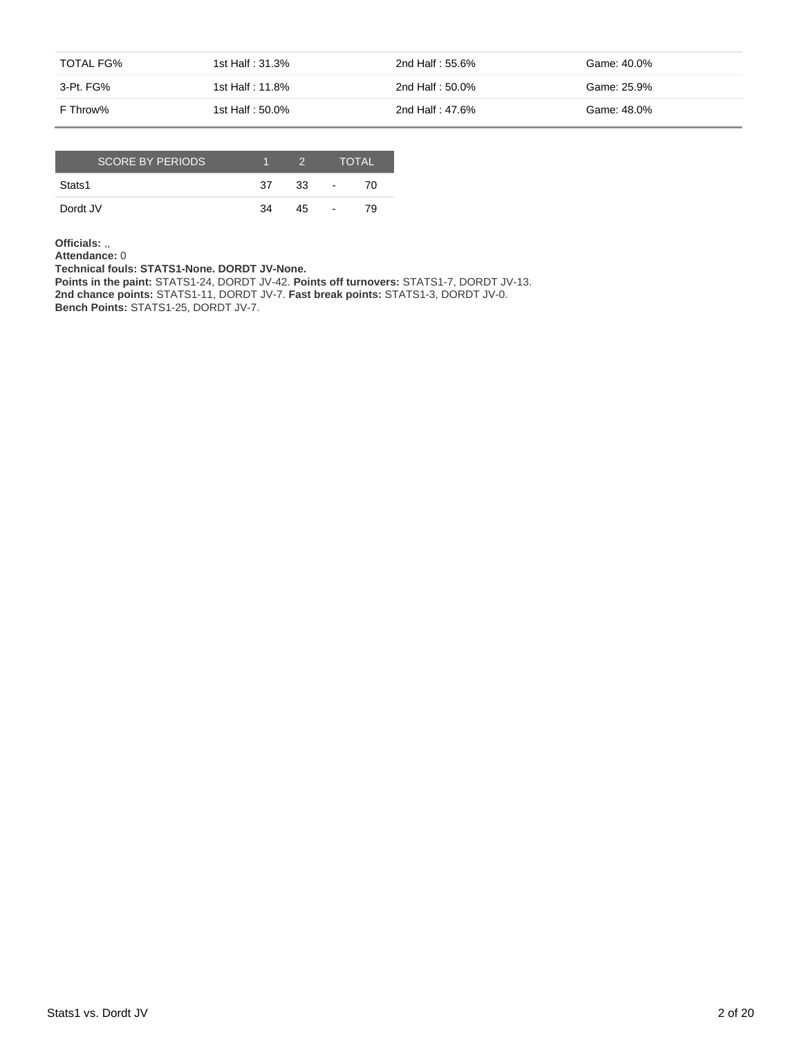| TOTAL FG% | 1st Half : 31.3% | 2nd Half : 55.6% | Game: 40.0% |
| --- | --- | --- | --- |
| 3-Pt. FG% | 1st Half : 11.8% | 2nd Half : 50.0% | Game: 25.9% |
| F Throw% | 1st Half : 50.0% | 2nd Half : 47.6% | Game: 48.0% |

| SCORE BY PERIODS | 1 | 2 | | TOTAL |
| --- | --- | --- | --- | --- |
| Stats1 | 37 | 33 | - | 70 |
| Dordt JV | 34 | 45 | - | 79 |

**Officials:** ,,
**Attendance:** 0
**Technical fouls: STATS1-None. DORDT JV-None.**
**Points in the paint:** STATS1-24, DORDT JV-42. **Points off turnovers:** STATS1-7, DORDT JV-13.
**2nd chance points:** STATS1-11, DORDT JV-7. **Fast break points:** STATS1-3, DORDT JV-0.
**Bench Points:** STATS1-25, DORDT JV-7.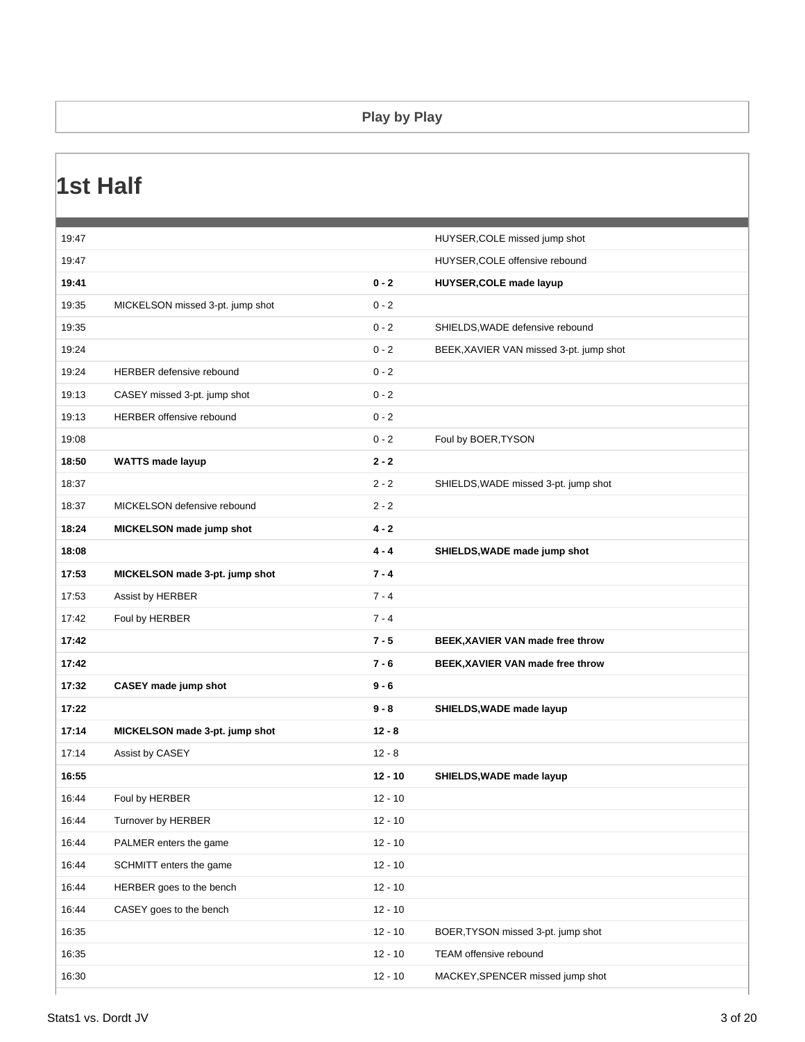## Play by Play

# 1st Half

| Time | Home | Score | Visitor |
|---|---|---|---|
| 19:47 | | | HUYSER,COLE missed jump shot |
| 19:47 | | | HUYSER,COLE offensive rebound |
| **19:41** | | **0 - 2** | **HUYSER,COLE made layup** |
| 19:35 | MICKELSON missed 3-pt. jump shot | 0 - 2 | |
| 19:35 | | 0 - 2 | SHIELDS,WADE defensive rebound |
| 19:24 | | 0 - 2 | BEEK,XAVIER VAN missed 3-pt. jump shot |
| 19:24 | HERBER defensive rebound | 0 - 2 | |
| 19:13 | CASEY missed 3-pt. jump shot | 0 - 2 | |
| 19:13 | HERBER offensive rebound | 0 - 2 | |
| 19:08 | | 0 - 2 | Foul by BOER,TYSON |
| **18:50** | **WATTS made layup** | **2 - 2** | |
| 18:37 | | 2 - 2 | SHIELDS,WADE missed 3-pt. jump shot |
| 18:37 | MICKELSON defensive rebound | 2 - 2 | |
| **18:24** | **MICKELSON made jump shot** | **4 - 2** | |
| **18:08** | | **4 - 4** | **SHIELDS,WADE made jump shot** |
| **17:53** | **MICKELSON made 3-pt. jump shot** | **7 - 4** | |
| 17:53 | Assist by HERBER | 7 - 4 | |
| 17:42 | Foul by HERBER | 7 - 4 | |
| **17:42** | | **7 - 5** | **BEEK,XAVIER VAN made free throw** |
| **17:42** | | **7 - 6** | **BEEK,XAVIER VAN made free throw** |
| **17:32** | **CASEY made jump shot** | **9 - 6** | |
| **17:22** | | **9 - 8** | **SHIELDS,WADE made layup** |
| **17:14** | **MICKELSON made 3-pt. jump shot** | **12 - 8** | |
| 17:14 | Assist by CASEY | 12 - 8 | |
| **16:55** | | **12 - 10** | **SHIELDS,WADE made layup** |
| 16:44 | Foul by HERBER | 12 - 10 | |
| 16:44 | Turnover by HERBER | 12 - 10 | |
| 16:44 | PALMER enters the game | 12 - 10 | |
| 16:44 | SCHMITT enters the game | 12 - 10 | |
| 16:44 | HERBER goes to the bench | 12 - 10 | |
| 16:44 | CASEY goes to the bench | 12 - 10 | |
| 16:35 | | 12 - 10 | BOER,TYSON missed 3-pt. jump shot |
| 16:35 | | 12 - 10 | TEAM offensive rebound |
| 16:30 | | 12 - 10 | MACKEY,SPENCER missed jump shot |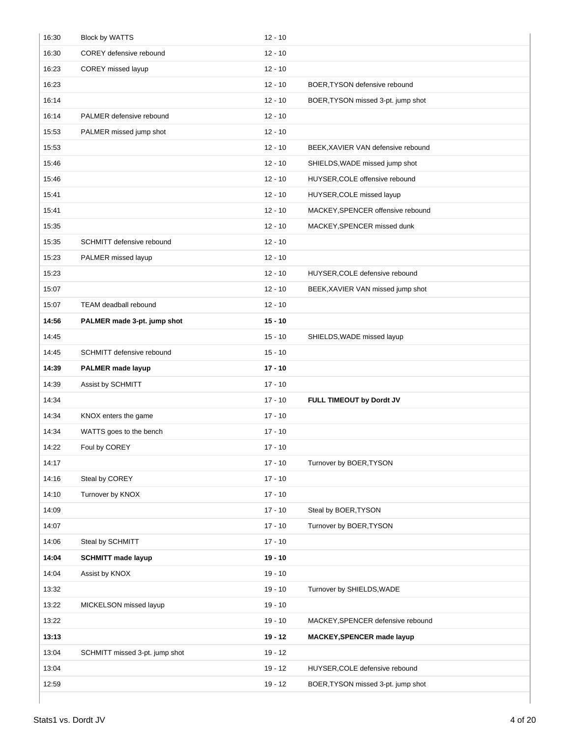| 16:30 | Block by WATTS | 12 - 10 | |
|---|---|---|---|
| 16:30 | COREY defensive rebound | 12 - 10 | |
| 16:23 | COREY missed layup | 12 - 10 | |
| 16:23 | | 12 - 10 | BOER,TYSON defensive rebound |
| 16:14 | | 12 - 10 | BOER,TYSON missed 3-pt. jump shot |
| 16:14 | PALMER defensive rebound | 12 - 10 | |
| 15:53 | PALMER missed jump shot | 12 - 10 | |
| 15:53 | | 12 - 10 | BEEK,XAVIER VAN defensive rebound |
| 15:46 | | 12 - 10 | SHIELDS,WADE missed jump shot |
| 15:46 | | 12 - 10 | HUYSER,COLE offensive rebound |
| 15:41 | | 12 - 10 | HUYSER,COLE missed layup |
| 15:41 | | 12 - 10 | MACKEY,SPENCER offensive rebound |
| 15:35 | | 12 - 10 | MACKEY,SPENCER missed dunk |
| 15:35 | SCHMITT defensive rebound | 12 - 10 | |
| 15:23 | PALMER missed layup | 12 - 10 | |
| 15:23 | | 12 - 10 | HUYSER,COLE defensive rebound |
| 15:07 | | 12 - 10 | BEEK,XAVIER VAN missed jump shot |
| 15:07 | TEAM deadball rebound | 12 - 10 | |
| **14:56** | **PALMER made 3-pt. jump shot** | **15 - 10** | |
| 14:45 | | 15 - 10 | SHIELDS,WADE missed layup |
| 14:45 | SCHMITT defensive rebound | 15 - 10 | |
| **14:39** | **PALMER made layup** | **17 - 10** | |
| 14:39 | Assist by SCHMITT | 17 - 10 | |
| 14:34 | | 17 - 10 | **FULL TIMEOUT by Dordt JV** |
| 14:34 | KNOX enters the game | 17 - 10 | |
| 14:34 | WATTS goes to the bench | 17 - 10 | |
| 14:22 | Foul by COREY | 17 - 10 | |
| 14:17 | | 17 - 10 | Turnover by BOER,TYSON |
| 14:16 | Steal by COREY | 17 - 10 | |
| 14:10 | Turnover by KNOX | 17 - 10 | |
| 14:09 | | 17 - 10 | Steal by BOER,TYSON |
| 14:07 | | 17 - 10 | Turnover by BOER,TYSON |
| 14:06 | Steal by SCHMITT | 17 - 10 | |
| **14:04** | **SCHMITT made layup** | **19 - 10** | |
| 14:04 | Assist by KNOX | 19 - 10 | |
| 13:32 | | 19 - 10 | Turnover by SHIELDS,WADE |
| 13:22 | MICKELSON missed layup | 19 - 10 | |
| 13:22 | | 19 - 10 | MACKEY,SPENCER defensive rebound |
| **13:13** | | **19 - 12** | **MACKEY,SPENCER made layup** |
| 13:04 | SCHMITT missed 3-pt. jump shot | 19 - 12 | |
| 13:04 | | 19 - 12 | HUYSER,COLE defensive rebound |
| 12:59 | | 19 - 12 | BOER,TYSON missed 3-pt. jump shot |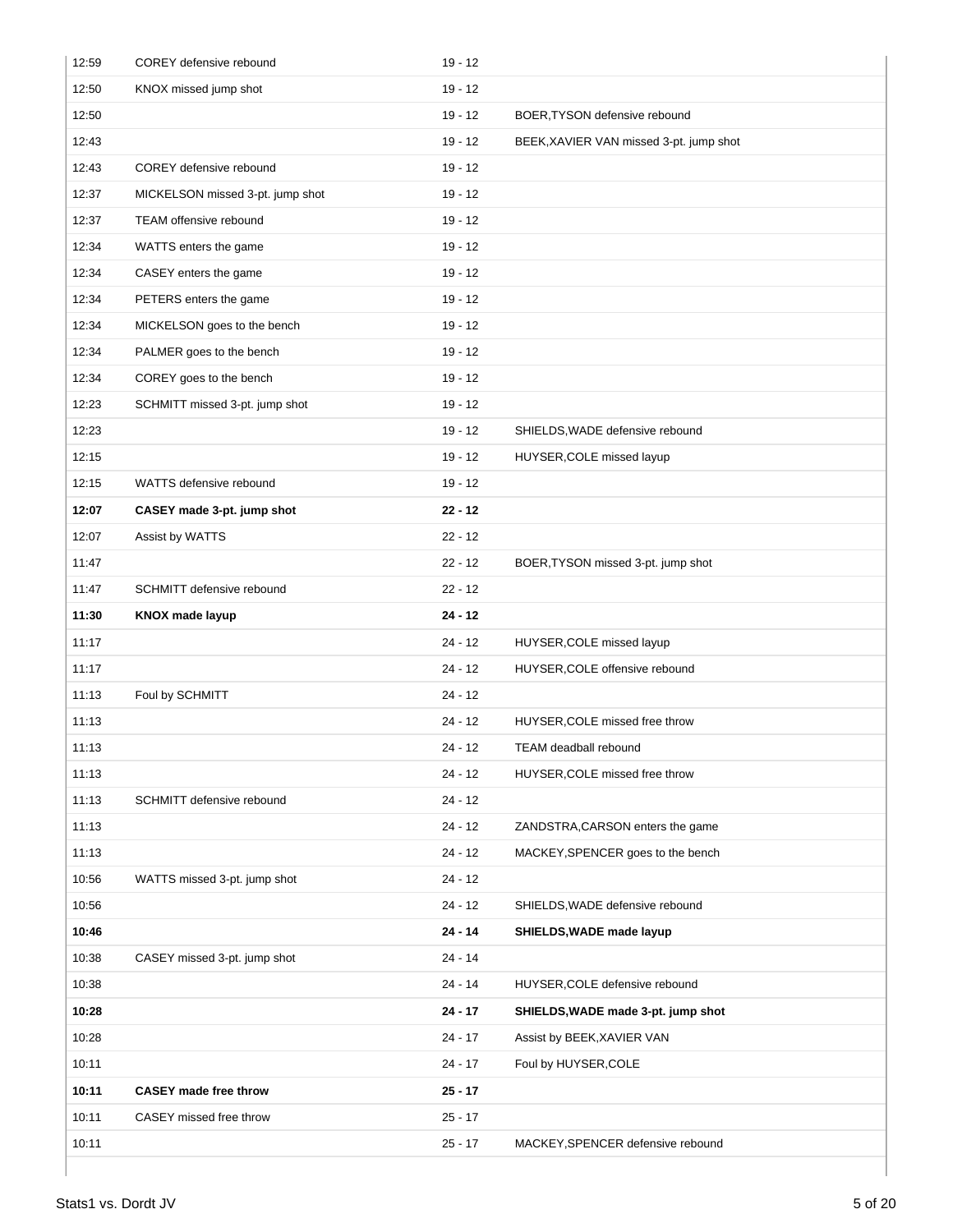| Time | Home | Score | Visitor |
|---|---|---|---|
| 12:59 | COREY defensive rebound | 19 - 12 | |
| 12:50 | KNOX missed jump shot | 19 - 12 | |
| 12:50 | | 19 - 12 | BOER,TYSON defensive rebound |
| 12:43 | | 19 - 12 | BEEK,XAVIER VAN missed 3-pt. jump shot |
| 12:43 | COREY defensive rebound | 19 - 12 | |
| 12:37 | MICKELSON missed 3-pt. jump shot | 19 - 12 | |
| 12:37 | TEAM offensive rebound | 19 - 12 | |
| 12:34 | WATTS enters the game | 19 - 12 | |
| 12:34 | CASEY enters the game | 19 - 12 | |
| 12:34 | PETERS enters the game | 19 - 12 | |
| 12:34 | MICKELSON goes to the bench | 19 - 12 | |
| 12:34 | PALMER goes to the bench | 19 - 12 | |
| 12:34 | COREY goes to the bench | 19 - 12 | |
| 12:23 | SCHMITT missed 3-pt. jump shot | 19 - 12 | |
| 12:23 | | 19 - 12 | SHIELDS,WADE defensive rebound |
| 12:15 | | 19 - 12 | HUYSER,COLE missed layup |
| 12:15 | WATTS defensive rebound | 19 - 12 | |
| **12:07** | **CASEY made 3-pt. jump shot** | **22 - 12** | |
| 12:07 | Assist by WATTS | 22 - 12 | |
| 11:47 | | 22 - 12 | BOER,TYSON missed 3-pt. jump shot |
| 11:47 | SCHMITT defensive rebound | 22 - 12 | |
| **11:30** | **KNOX made layup** | **24 - 12** | |
| 11:17 | | 24 - 12 | HUYSER,COLE missed layup |
| 11:17 | | 24 - 12 | HUYSER,COLE offensive rebound |
| 11:13 | Foul by SCHMITT | 24 - 12 | |
| 11:13 | | 24 - 12 | HUYSER,COLE missed free throw |
| 11:13 | | 24 - 12 | TEAM deadball rebound |
| 11:13 | | 24 - 12 | HUYSER,COLE missed free throw |
| 11:13 | SCHMITT defensive rebound | 24 - 12 | |
| 11:13 | | 24 - 12 | ZANDSTRA,CARSON enters the game |
| 11:13 | | 24 - 12 | MACKEY,SPENCER goes to the bench |
| 10:56 | WATTS missed 3-pt. jump shot | 24 - 12 | |
| 10:56 | | 24 - 12 | SHIELDS,WADE defensive rebound |
| **10:46** | | **24 - 14** | **SHIELDS,WADE made layup** |
| 10:38 | CASEY missed 3-pt. jump shot | 24 - 14 | |
| 10:38 | | 24 - 14 | HUYSER,COLE defensive rebound |
| **10:28** | | **24 - 17** | **SHIELDS,WADE made 3-pt. jump shot** |
| 10:28 | | 24 - 17 | Assist by BEEK,XAVIER VAN |
| 10:11 | | 24 - 17 | Foul by HUYSER,COLE |
| **10:11** | **CASEY made free throw** | **25 - 17** | |
| 10:11 | CASEY missed free throw | 25 - 17 | |
| 10:11 | | 25 - 17 | MACKEY,SPENCER defensive rebound |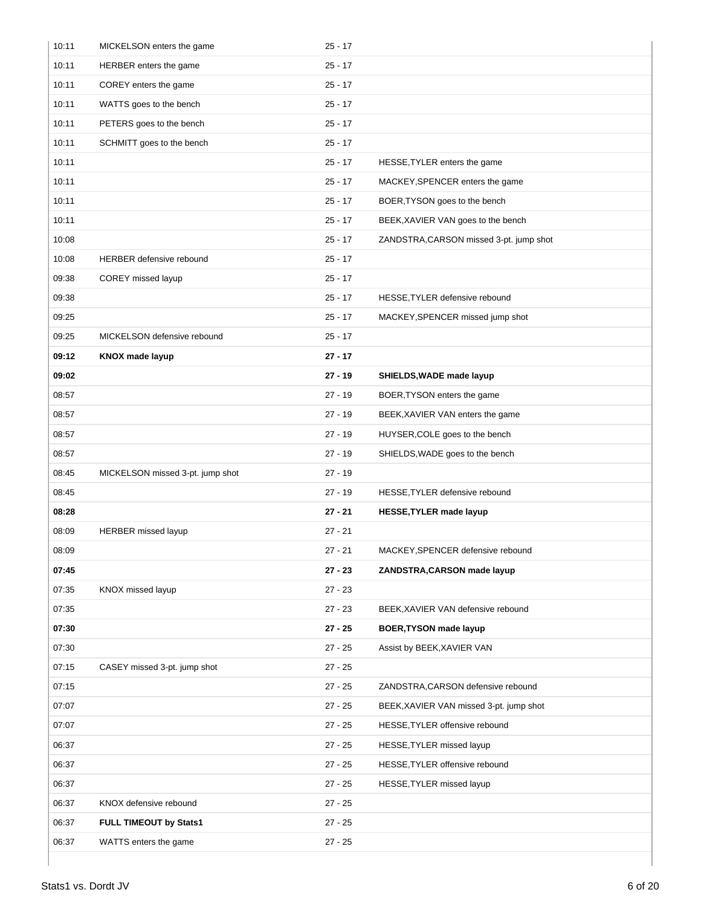| | | | |
|---|---|---|---|
| 10:11 | MICKELSON enters the game | 25 - 17 | |
| 10:11 | HERBER enters the game | 25 - 17 | |
| 10:11 | COREY enters the game | 25 - 17 | |
| 10:11 | WATTS goes to the bench | 25 - 17 | |
| 10:11 | PETERS goes to the bench | 25 - 17 | |
| 10:11 | SCHMITT goes to the bench | 25 - 17 | |
| 10:11 | | 25 - 17 | HESSE,TYLER enters the game |
| 10:11 | | 25 - 17 | MACKEY,SPENCER enters the game |
| 10:11 | | 25 - 17 | BOER,TYSON goes to the bench |
| 10:11 | | 25 - 17 | BEEK,XAVIER VAN goes to the bench |
| 10:08 | | 25 - 17 | ZANDSTRA,CARSON missed 3-pt. jump shot |
| 10:08 | HERBER defensive rebound | 25 - 17 | |
| 09:38 | COREY missed layup | 25 - 17 | |
| 09:38 | | 25 - 17 | HESSE,TYLER defensive rebound |
| 09:25 | | 25 - 17 | MACKEY,SPENCER missed jump shot |
| 09:25 | MICKELSON defensive rebound | 25 - 17 | |
| **09:12** | **KNOX made layup** | **27 - 17** | |
| **09:02** | | **27 - 19** | **SHIELDS,WADE made layup** |
| 08:57 | | 27 - 19 | BOER,TYSON enters the game |
| 08:57 | | 27 - 19 | BEEK,XAVIER VAN enters the game |
| 08:57 | | 27 - 19 | HUYSER,COLE goes to the bench |
| 08:57 | | 27 - 19 | SHIELDS,WADE goes to the bench |
| 08:45 | MICKELSON missed 3-pt. jump shot | 27 - 19 | |
| 08:45 | | 27 - 19 | HESSE,TYLER defensive rebound |
| **08:28** | | **27 - 21** | **HESSE,TYLER made layup** |
| 08:09 | HERBER missed layup | 27 - 21 | |
| 08:09 | | 27 - 21 | MACKEY,SPENCER defensive rebound |
| **07:45** | | **27 - 23** | **ZANDSTRA,CARSON made layup** |
| 07:35 | KNOX missed layup | 27 - 23 | |
| 07:35 | | 27 - 23 | BEEK,XAVIER VAN defensive rebound |
| **07:30** | | **27 - 25** | **BOER,TYSON made layup** |
| 07:30 | | 27 - 25 | Assist by BEEK,XAVIER VAN |
| 07:15 | CASEY missed 3-pt. jump shot | 27 - 25 | |
| 07:15 | | 27 - 25 | ZANDSTRA,CARSON defensive rebound |
| 07:07 | | 27 - 25 | BEEK,XAVIER VAN missed 3-pt. jump shot |
| 07:07 | | 27 - 25 | HESSE,TYLER offensive rebound |
| 06:37 | | 27 - 25 | HESSE,TYLER missed layup |
| 06:37 | | 27 - 25 | HESSE,TYLER offensive rebound |
| 06:37 | | 27 - 25 | HESSE,TYLER missed layup |
| 06:37 | KNOX defensive rebound | 27 - 25 | |
| 06:37 | **FULL TIMEOUT by Stats1** | 27 - 25 | |
| 06:37 | WATTS enters the game | 27 - 25 | |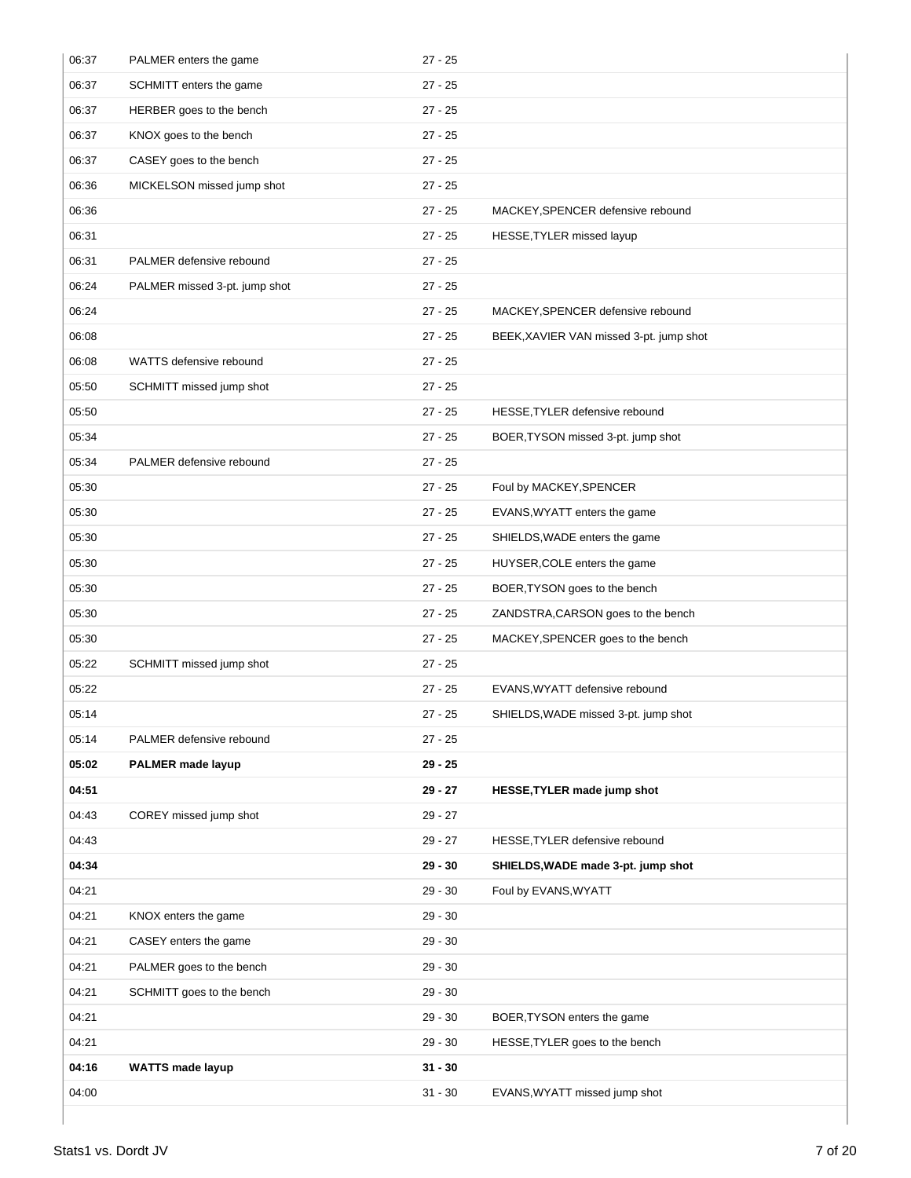| | | | |
|---|---|---|---|
| 06:37 | PALMER enters the game | 27 - 25 | |
| 06:37 | SCHMITT enters the game | 27 - 25 | |
| 06:37 | HERBER goes to the bench | 27 - 25 | |
| 06:37 | KNOX goes to the bench | 27 - 25 | |
| 06:37 | CASEY goes to the bench | 27 - 25 | |
| 06:36 | MICKELSON missed jump shot | 27 - 25 | |
| 06:36 | | 27 - 25 | MACKEY,SPENCER defensive rebound |
| 06:31 | | 27 - 25 | HESSE,TYLER missed layup |
| 06:31 | PALMER defensive rebound | 27 - 25 | |
| 06:24 | PALMER missed 3-pt. jump shot | 27 - 25 | |
| 06:24 | | 27 - 25 | MACKEY,SPENCER defensive rebound |
| 06:08 | | 27 - 25 | BEEK,XAVIER VAN missed 3-pt. jump shot |
| 06:08 | WATTS defensive rebound | 27 - 25 | |
| 05:50 | SCHMITT missed jump shot | 27 - 25 | |
| 05:50 | | 27 - 25 | HESSE,TYLER defensive rebound |
| 05:34 | | 27 - 25 | BOER,TYSON missed 3-pt. jump shot |
| 05:34 | PALMER defensive rebound | 27 - 25 | |
| 05:30 | | 27 - 25 | Foul by MACKEY,SPENCER |
| 05:30 | | 27 - 25 | EVANS,WYATT enters the game |
| 05:30 | | 27 - 25 | SHIELDS,WADE enters the game |
| 05:30 | | 27 - 25 | HUYSER,COLE enters the game |
| 05:30 | | 27 - 25 | BOER,TYSON goes to the bench |
| 05:30 | | 27 - 25 | ZANDSTRA,CARSON goes to the bench |
| 05:30 | | 27 - 25 | MACKEY,SPENCER goes to the bench |
| 05:22 | SCHMITT missed jump shot | 27 - 25 | |
| 05:22 | | 27 - 25 | EVANS,WYATT defensive rebound |
| 05:14 | | 27 - 25 | SHIELDS,WADE missed 3-pt. jump shot |
| 05:14 | PALMER defensive rebound | 27 - 25 | |
| **05:02** | **PALMER made layup** | **29 - 25** | |
| **04:51** | | **29 - 27** | **HESSE,TYLER made jump shot** |
| 04:43 | COREY missed jump shot | 29 - 27 | |
| 04:43 | | 29 - 27 | HESSE,TYLER defensive rebound |
| **04:34** | | **29 - 30** | **SHIELDS,WADE made 3-pt. jump shot** |
| 04:21 | | 29 - 30 | Foul by EVANS,WYATT |
| 04:21 | KNOX enters the game | 29 - 30 | |
| 04:21 | CASEY enters the game | 29 - 30 | |
| 04:21 | PALMER goes to the bench | 29 - 30 | |
| 04:21 | SCHMITT goes to the bench | 29 - 30 | |
| 04:21 | | 29 - 30 | BOER,TYSON enters the game |
| 04:21 | | 29 - 30 | HESSE,TYLER goes to the bench |
| **04:16** | **WATTS made layup** | **31 - 30** | |
| 04:00 | | 31 - 30 | EVANS,WYATT missed jump shot |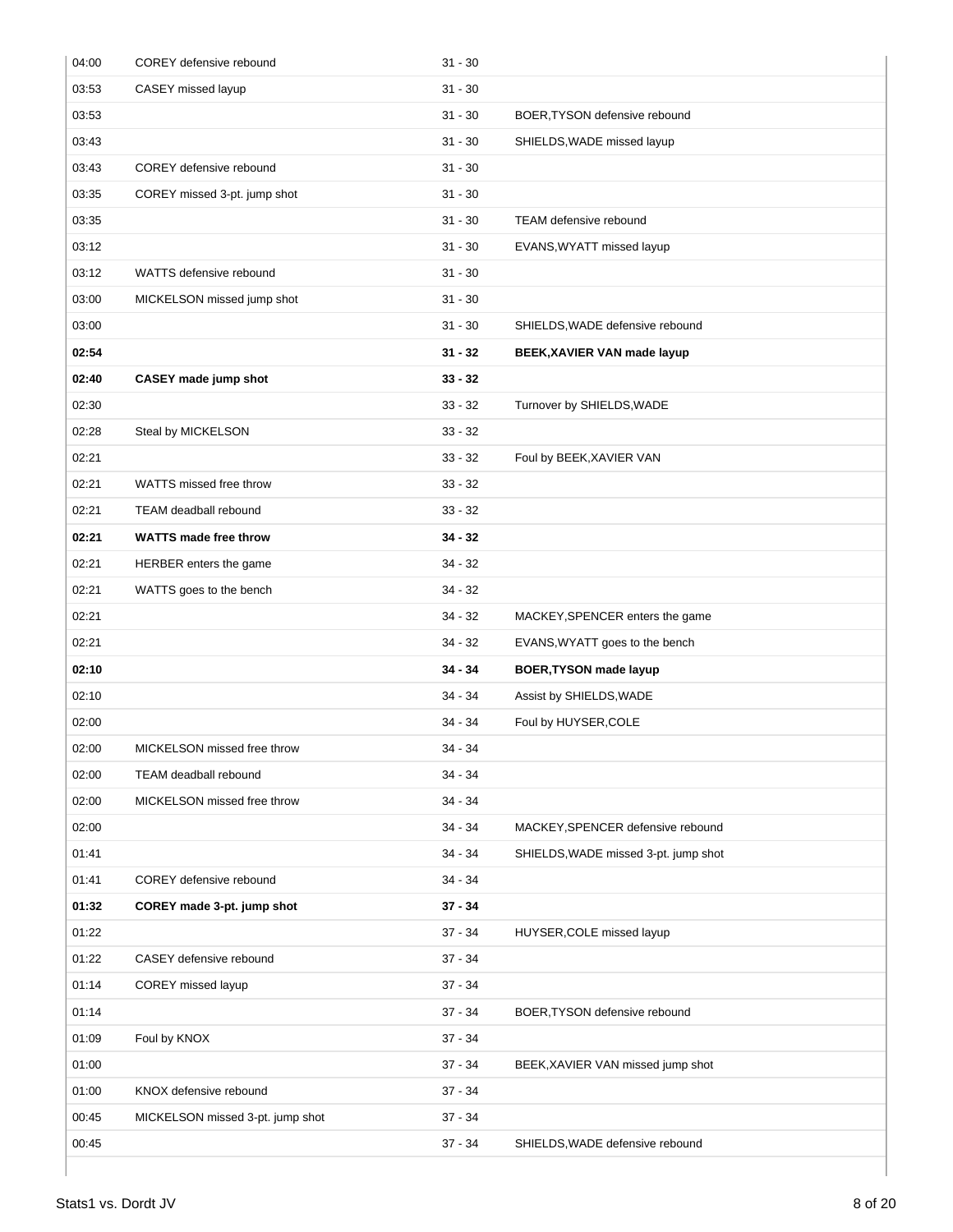| 04:00 | COREY defensive rebound | 31 - 30 | |
|---|---|---|---|
| 03:53 | CASEY missed layup | 31 - 30 | |
| 03:53 | | 31 - 30 | BOER,TYSON defensive rebound |
| 03:43 | | 31 - 30 | SHIELDS,WADE missed layup |
| 03:43 | COREY defensive rebound | 31 - 30 | |
| 03:35 | COREY missed 3-pt. jump shot | 31 - 30 | |
| 03:35 | | 31 - 30 | TEAM defensive rebound |
| 03:12 | | 31 - 30 | EVANS,WYATT missed layup |
| 03:12 | WATTS defensive rebound | 31 - 30 | |
| 03:00 | MICKELSON missed jump shot | 31 - 30 | |
| 03:00 | | 31 - 30 | SHIELDS,WADE defensive rebound |
| **02:54** | | **31 - 32** | **BEEK,XAVIER VAN made layup** |
| **02:40** | **CASEY made jump shot** | **33 - 32** | |
| 02:30 | | 33 - 32 | Turnover by SHIELDS,WADE |
| 02:28 | Steal by MICKELSON | 33 - 32 | |
| 02:21 | | 33 - 32 | Foul by BEEK,XAVIER VAN |
| 02:21 | WATTS missed free throw | 33 - 32 | |
| 02:21 | TEAM deadball rebound | 33 - 32 | |
| **02:21** | **WATTS made free throw** | **34 - 32** | |
| 02:21 | HERBER enters the game | 34 - 32 | |
| 02:21 | WATTS goes to the bench | 34 - 32 | |
| 02:21 | | 34 - 32 | MACKEY,SPENCER enters the game |
| 02:21 | | 34 - 32 | EVANS,WYATT goes to the bench |
| **02:10** | | **34 - 34** | **BOER,TYSON made layup** |
| 02:10 | | 34 - 34 | Assist by SHIELDS,WADE |
| 02:00 | | 34 - 34 | Foul by HUYSER,COLE |
| 02:00 | MICKELSON missed free throw | 34 - 34 | |
| 02:00 | TEAM deadball rebound | 34 - 34 | |
| 02:00 | MICKELSON missed free throw | 34 - 34 | |
| 02:00 | | 34 - 34 | MACKEY,SPENCER defensive rebound |
| 01:41 | | 34 - 34 | SHIELDS,WADE missed 3-pt. jump shot |
| 01:41 | COREY defensive rebound | 34 - 34 | |
| **01:32** | **COREY made 3-pt. jump shot** | **37 - 34** | |
| 01:22 | | 37 - 34 | HUYSER,COLE missed layup |
| 01:22 | CASEY defensive rebound | 37 - 34 | |
| 01:14 | COREY missed layup | 37 - 34 | |
| 01:14 | | 37 - 34 | BOER,TYSON defensive rebound |
| 01:09 | Foul by KNOX | 37 - 34 | |
| 01:00 | | 37 - 34 | BEEK,XAVIER VAN missed jump shot |
| 01:00 | KNOX defensive rebound | 37 - 34 | |
| 00:45 | MICKELSON missed 3-pt. jump shot | 37 - 34 | |
| 00:45 | | 37 - 34 | SHIELDS,WADE defensive rebound |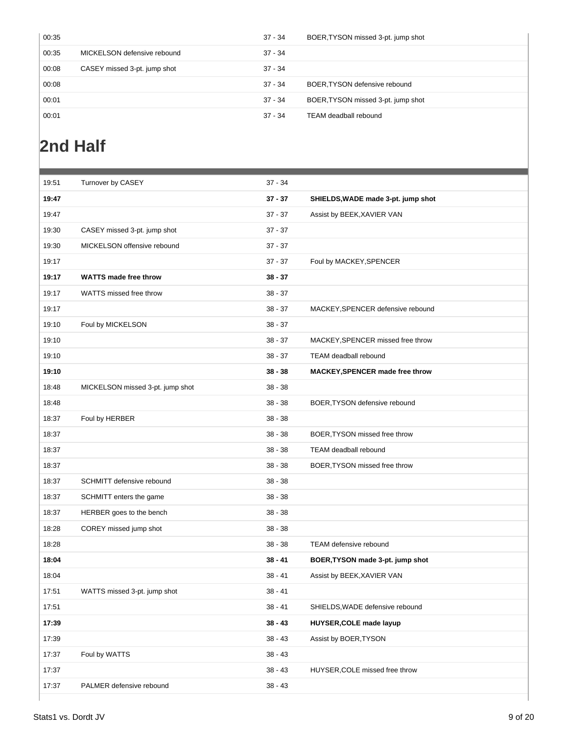| | | | |
|---|---|---|---|
| 00:35 | | 37 - 34 | BOER,TYSON missed 3-pt. jump shot |
| 00:35 | MICKELSON defensive rebound | 37 - 34 | |
| 00:08 | CASEY missed 3-pt. jump shot | 37 - 34 | |
| 00:08 | | 37 - 34 | BOER,TYSON defensive rebound |
| 00:01 | | 37 - 34 | BOER,TYSON missed 3-pt. jump shot |
| 00:01 | | 37 - 34 | TEAM deadball rebound |

## 2nd Half

| | | | |
|---|---|---|---|
| 19:51 | Turnover by CASEY | 37 - 34 | |
| **19:47** | | **37 - 37** | **SHIELDS,WADE made 3-pt. jump shot** |
| 19:47 | | 37 - 37 | Assist by BEEK,XAVIER VAN |
| 19:30 | CASEY missed 3-pt. jump shot | 37 - 37 | |
| 19:30 | MICKELSON offensive rebound | 37 - 37 | |
| 19:17 | | 37 - 37 | Foul by MACKEY,SPENCER |
| **19:17** | **WATTS made free throw** | **38 - 37** | |
| 19:17 | WATTS missed free throw | 38 - 37 | |
| 19:17 | | 38 - 37 | MACKEY,SPENCER defensive rebound |
| 19:10 | Foul by MICKELSON | 38 - 37 | |
| 19:10 | | 38 - 37 | MACKEY,SPENCER missed free throw |
| 19:10 | | 38 - 37 | TEAM deadball rebound |
| **19:10** | | **38 - 38** | **MACKEY,SPENCER made free throw** |
| 18:48 | MICKELSON missed 3-pt. jump shot | 38 - 38 | |
| 18:48 | | 38 - 38 | BOER,TYSON defensive rebound |
| 18:37 | Foul by HERBER | 38 - 38 | |
| 18:37 | | 38 - 38 | BOER,TYSON missed free throw |
| 18:37 | | 38 - 38 | TEAM deadball rebound |
| 18:37 | | 38 - 38 | BOER,TYSON missed free throw |
| 18:37 | SCHMITT defensive rebound | 38 - 38 | |
| 18:37 | SCHMITT enters the game | 38 - 38 | |
| 18:37 | HERBER goes to the bench | 38 - 38 | |
| 18:28 | COREY missed jump shot | 38 - 38 | |
| 18:28 | | 38 - 38 | TEAM defensive rebound |
| **18:04** | | **38 - 41** | **BOER,TYSON made 3-pt. jump shot** |
| 18:04 | | 38 - 41 | Assist by BEEK,XAVIER VAN |
| 17:51 | WATTS missed 3-pt. jump shot | 38 - 41 | |
| 17:51 | | 38 - 41 | SHIELDS,WADE defensive rebound |
| **17:39** | | **38 - 43** | **HUYSER,COLE made layup** |
| 17:39 | | 38 - 43 | Assist by BOER,TYSON |
| 17:37 | Foul by WATTS | 38 - 43 | |
| 17:37 | | 38 - 43 | HUYSER,COLE missed free throw |
| 17:37 | PALMER defensive rebound | 38 - 43 | |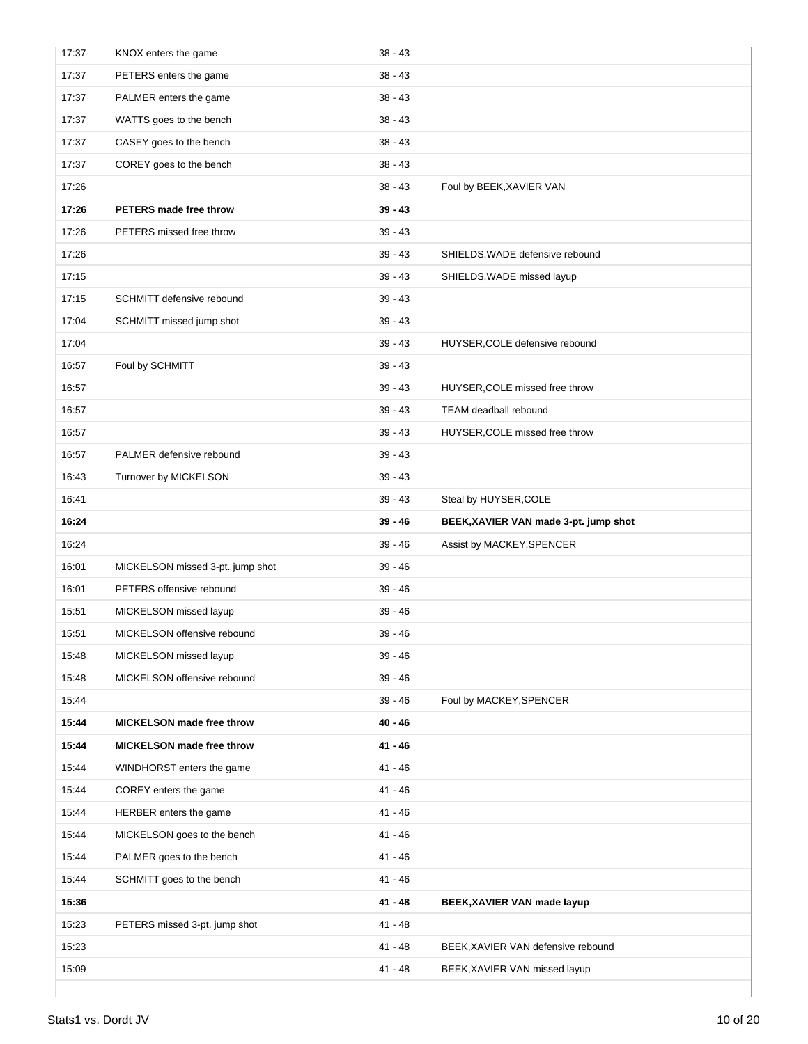| | | | |
|---|---|---|---|
| 17:37 | KNOX enters the game | 38 - 43 | |
| 17:37 | PETERS enters the game | 38 - 43 | |
| 17:37 | PALMER enters the game | 38 - 43 | |
| 17:37 | WATTS goes to the bench | 38 - 43 | |
| 17:37 | CASEY goes to the bench | 38 - 43 | |
| 17:37 | COREY goes to the bench | 38 - 43 | |
| 17:26 | | 38 - 43 | Foul by BEEK,XAVIER VAN |
| **17:26** | **PETERS made free throw** | **39 - 43** | |
| 17:26 | PETERS missed free throw | 39 - 43 | |
| 17:26 | | 39 - 43 | SHIELDS,WADE defensive rebound |
| 17:15 | | 39 - 43 | SHIELDS,WADE missed layup |
| 17:15 | SCHMITT defensive rebound | 39 - 43 | |
| 17:04 | SCHMITT missed jump shot | 39 - 43 | |
| 17:04 | | 39 - 43 | HUYSER,COLE defensive rebound |
| 16:57 | Foul by SCHMITT | 39 - 43 | |
| 16:57 | | 39 - 43 | HUYSER,COLE missed free throw |
| 16:57 | | 39 - 43 | TEAM deadball rebound |
| 16:57 | | 39 - 43 | HUYSER,COLE missed free throw |
| 16:57 | PALMER defensive rebound | 39 - 43 | |
| 16:43 | Turnover by MICKELSON | 39 - 43 | |
| 16:41 | | 39 - 43 | Steal by HUYSER,COLE |
| **16:24** | | **39 - 46** | **BEEK,XAVIER VAN made 3-pt. jump shot** |
| 16:24 | | 39 - 46 | Assist by MACKEY,SPENCER |
| 16:01 | MICKELSON missed 3-pt. jump shot | 39 - 46 | |
| 16:01 | PETERS offensive rebound | 39 - 46 | |
| 15:51 | MICKELSON missed layup | 39 - 46 | |
| 15:51 | MICKELSON offensive rebound | 39 - 46 | |
| 15:48 | MICKELSON missed layup | 39 - 46 | |
| 15:48 | MICKELSON offensive rebound | 39 - 46 | |
| 15:44 | | 39 - 46 | Foul by MACKEY,SPENCER |
| **15:44** | **MICKELSON made free throw** | **40 - 46** | |
| **15:44** | **MICKELSON made free throw** | **41 - 46** | |
| 15:44 | WINDHORST enters the game | 41 - 46 | |
| 15:44 | COREY enters the game | 41 - 46 | |
| 15:44 | HERBER enters the game | 41 - 46 | |
| 15:44 | MICKELSON goes to the bench | 41 - 46 | |
| 15:44 | PALMER goes to the bench | 41 - 46 | |
| 15:44 | SCHMITT goes to the bench | 41 - 46 | |
| **15:36** | | **41 - 48** | **BEEK,XAVIER VAN made layup** |
| 15:23 | PETERS missed 3-pt. jump shot | 41 - 48 | |
| 15:23 | | 41 - 48 | BEEK,XAVIER VAN defensive rebound |
| 15:09 | | 41 - 48 | BEEK,XAVIER VAN missed layup |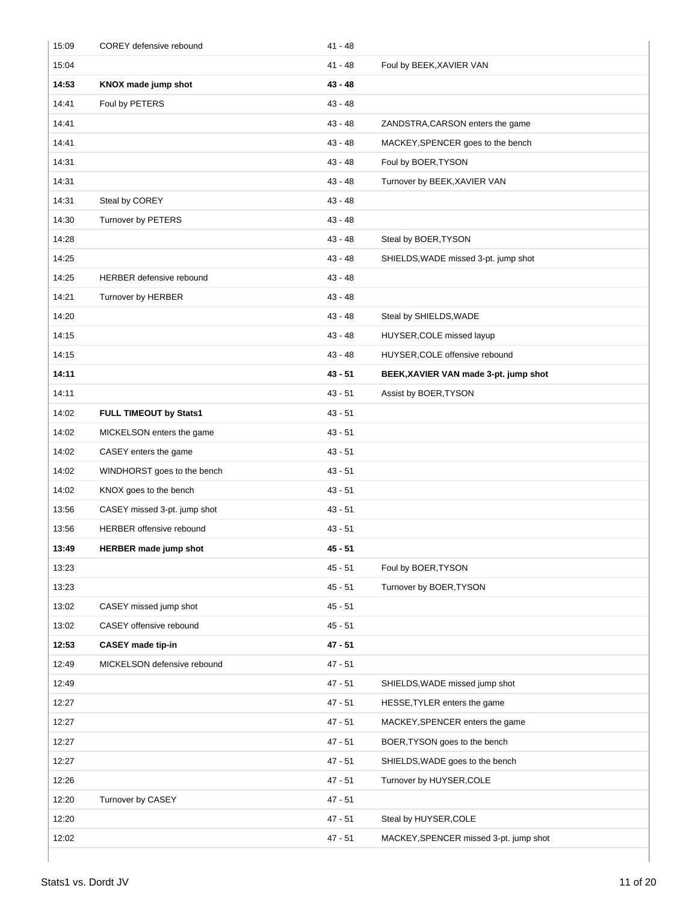| | | | |
|---|---|---|---|
| 15:09 | COREY defensive rebound | 41 - 48 | |
| 15:04 | | 41 - 48 | Foul by BEEK,XAVIER VAN |
| **14:53** | **KNOX made jump shot** | **43 - 48** | |
| 14:41 | Foul by PETERS | 43 - 48 | |
| 14:41 | | 43 - 48 | ZANDSTRA,CARSON enters the game |
| 14:41 | | 43 - 48 | MACKEY,SPENCER goes to the bench |
| 14:31 | | 43 - 48 | Foul by BOER,TYSON |
| 14:31 | | 43 - 48 | Turnover by BEEK,XAVIER VAN |
| 14:31 | Steal by COREY | 43 - 48 | |
| 14:30 | Turnover by PETERS | 43 - 48 | |
| 14:28 | | 43 - 48 | Steal by BOER,TYSON |
| 14:25 | | 43 - 48 | SHIELDS,WADE missed 3-pt. jump shot |
| 14:25 | HERBER defensive rebound | 43 - 48 | |
| 14:21 | Turnover by HERBER | 43 - 48 | |
| 14:20 | | 43 - 48 | Steal by SHIELDS,WADE |
| 14:15 | | 43 - 48 | HUYSER,COLE missed layup |
| 14:15 | | 43 - 48 | HUYSER,COLE offensive rebound |
| **14:11** | | **43 - 51** | **BEEK,XAVIER VAN made 3-pt. jump shot** |
| 14:11 | | 43 - 51 | Assist by BOER,TYSON |
| 14:02 | **FULL TIMEOUT by Stats1** | 43 - 51 | |
| 14:02 | MICKELSON enters the game | 43 - 51 | |
| 14:02 | CASEY enters the game | 43 - 51 | |
| 14:02 | WINDHORST goes to the bench | 43 - 51 | |
| 14:02 | KNOX goes to the bench | 43 - 51 | |
| 13:56 | CASEY missed 3-pt. jump shot | 43 - 51 | |
| 13:56 | HERBER offensive rebound | 43 - 51 | |
| **13:49** | **HERBER made jump shot** | **45 - 51** | |
| 13:23 | | 45 - 51 | Foul by BOER,TYSON |
| 13:23 | | 45 - 51 | Turnover by BOER,TYSON |
| 13:02 | CASEY missed jump shot | 45 - 51 | |
| 13:02 | CASEY offensive rebound | 45 - 51 | |
| **12:53** | **CASEY made tip-in** | **47 - 51** | |
| 12:49 | MICKELSON defensive rebound | 47 - 51 | |
| 12:49 | | 47 - 51 | SHIELDS,WADE missed jump shot |
| 12:27 | | 47 - 51 | HESSE,TYLER enters the game |
| 12:27 | | 47 - 51 | MACKEY,SPENCER enters the game |
| 12:27 | | 47 - 51 | BOER,TYSON goes to the bench |
| 12:27 | | 47 - 51 | SHIELDS,WADE goes to the bench |
| 12:26 | | 47 - 51 | Turnover by HUYSER,COLE |
| 12:20 | Turnover by CASEY | 47 - 51 | |
| 12:20 | | 47 - 51 | Steal by HUYSER,COLE |
| 12:02 | | 47 - 51 | MACKEY,SPENCER missed 3-pt. jump shot |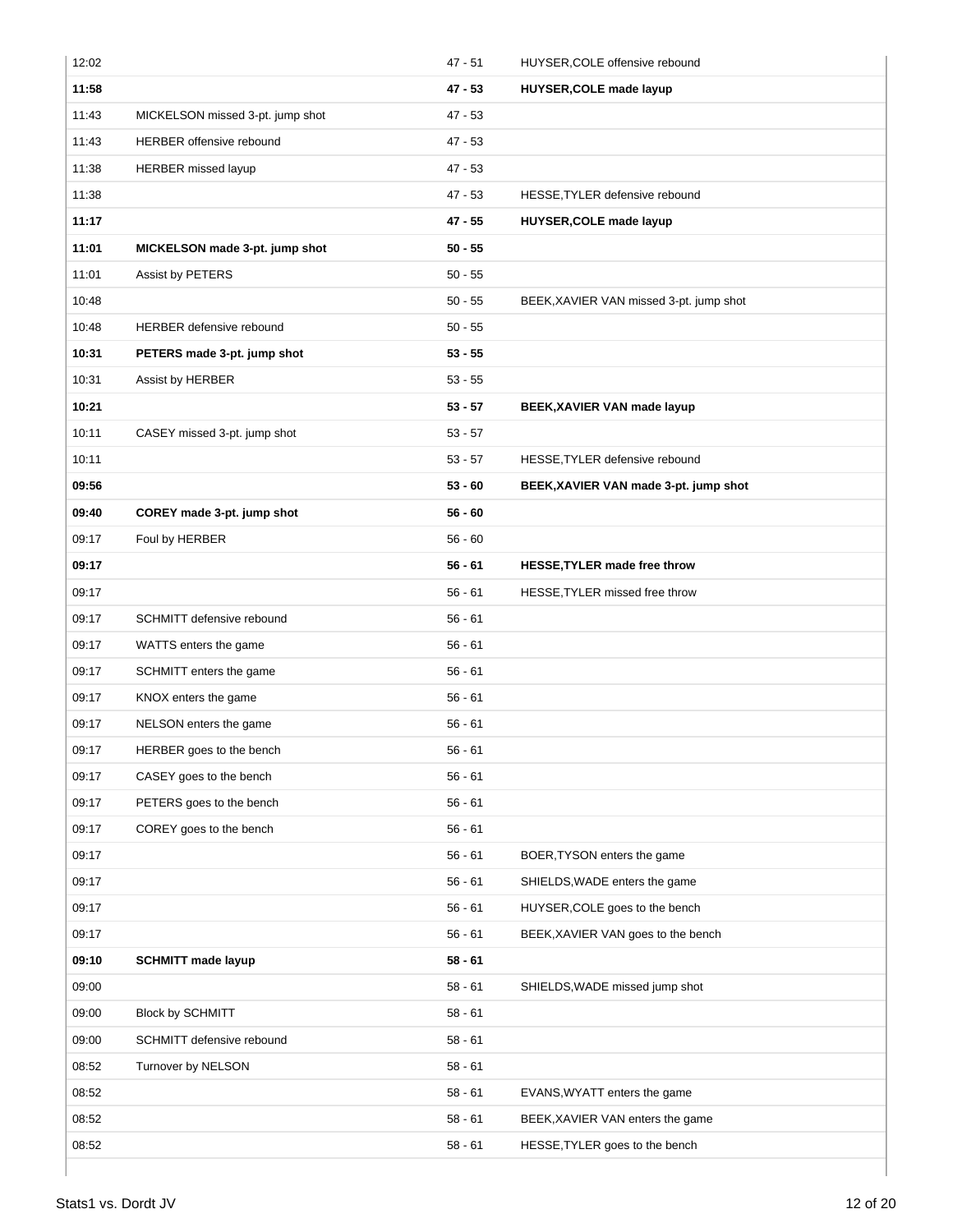| Time | Stats1 | Score | Dordt JV |
|---|---|---|---|
| 12:02 | | 47 - 51 | HUYSER,COLE offensive rebound |
| **11:58** | | **47 - 53** | **HUYSER,COLE made layup** |
| 11:43 | MICKELSON missed 3-pt. jump shot | 47 - 53 | |
| 11:43 | HERBER offensive rebound | 47 - 53 | |
| 11:38 | HERBER missed layup | 47 - 53 | |
| 11:38 | | 47 - 53 | HESSE,TYLER defensive rebound |
| **11:17** | | **47 - 55** | **HUYSER,COLE made layup** |
| **11:01** | **MICKELSON made 3-pt. jump shot** | **50 - 55** | |
| 11:01 | Assist by PETERS | 50 - 55 | |
| 10:48 | | 50 - 55 | BEEK,XAVIER VAN missed 3-pt. jump shot |
| 10:48 | HERBER defensive rebound | 50 - 55 | |
| **10:31** | **PETERS made 3-pt. jump shot** | **53 - 55** | |
| 10:31 | Assist by HERBER | 53 - 55 | |
| **10:21** | | **53 - 57** | **BEEK,XAVIER VAN made layup** |
| 10:11 | CASEY missed 3-pt. jump shot | 53 - 57 | |
| 10:11 | | 53 - 57 | HESSE,TYLER defensive rebound |
| **09:56** | | **53 - 60** | **BEEK,XAVIER VAN made 3-pt. jump shot** |
| **09:40** | **COREY made 3-pt. jump shot** | **56 - 60** | |
| 09:17 | Foul by HERBER | 56 - 60 | |
| **09:17** | | **56 - 61** | **HESSE,TYLER made free throw** |
| 09:17 | | 56 - 61 | HESSE,TYLER missed free throw |
| 09:17 | SCHMITT defensive rebound | 56 - 61 | |
| 09:17 | WATTS enters the game | 56 - 61 | |
| 09:17 | SCHMITT enters the game | 56 - 61 | |
| 09:17 | KNOX enters the game | 56 - 61 | |
| 09:17 | NELSON enters the game | 56 - 61 | |
| 09:17 | HERBER goes to the bench | 56 - 61 | |
| 09:17 | CASEY goes to the bench | 56 - 61 | |
| 09:17 | PETERS goes to the bench | 56 - 61 | |
| 09:17 | COREY goes to the bench | 56 - 61 | |
| 09:17 | | 56 - 61 | BOER,TYSON enters the game |
| 09:17 | | 56 - 61 | SHIELDS,WADE enters the game |
| 09:17 | | 56 - 61 | HUYSER,COLE goes to the bench |
| 09:17 | | 56 - 61 | BEEK,XAVIER VAN goes to the bench |
| **09:10** | **SCHMITT made layup** | **58 - 61** | |
| 09:00 | | 58 - 61 | SHIELDS,WADE missed jump shot |
| 09:00 | Block by SCHMITT | 58 - 61 | |
| 09:00 | SCHMITT defensive rebound | 58 - 61 | |
| 08:52 | Turnover by NELSON | 58 - 61 | |
| 08:52 | | 58 - 61 | EVANS,WYATT enters the game |
| 08:52 | | 58 - 61 | BEEK,XAVIER VAN enters the game |
| 08:52 | | 58 - 61 | HESSE,TYLER goes to the bench |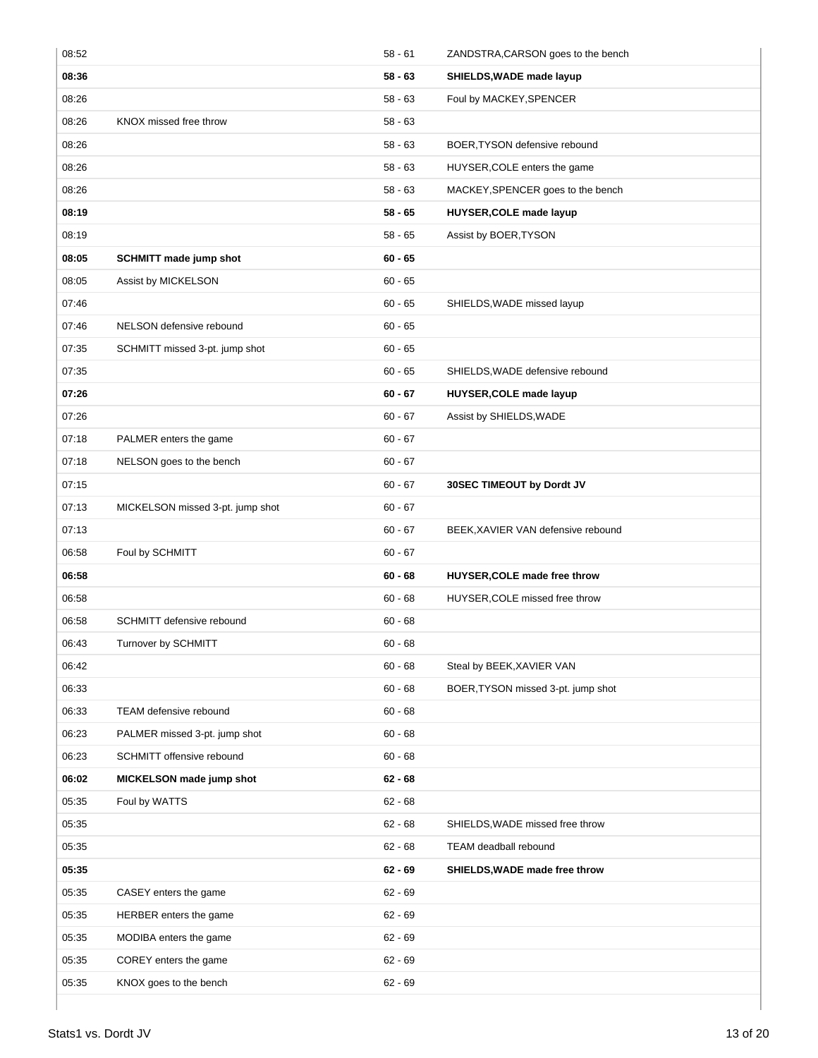| | | | |
|---|---|---|---|
| 08:52 | | 58 - 61 | ZANDSTRA,CARSON goes to the bench |
| **08:36** | | **58 - 63** | **SHIELDS,WADE made layup** |
| 08:26 | | 58 - 63 | Foul by MACKEY,SPENCER |
| 08:26 | KNOX missed free throw | 58 - 63 | |
| 08:26 | | 58 - 63 | BOER,TYSON defensive rebound |
| 08:26 | | 58 - 63 | HUYSER,COLE enters the game |
| 08:26 | | 58 - 63 | MACKEY,SPENCER goes to the bench |
| **08:19** | | **58 - 65** | **HUYSER,COLE made layup** |
| 08:19 | | 58 - 65 | Assist by BOER,TYSON |
| **08:05** | **SCHMITT made jump shot** | **60 - 65** | |
| 08:05 | Assist by MICKELSON | 60 - 65 | |
| 07:46 | | 60 - 65 | SHIELDS,WADE missed layup |
| 07:46 | NELSON defensive rebound | 60 - 65 | |
| 07:35 | SCHMITT missed 3-pt. jump shot | 60 - 65 | |
| 07:35 | | 60 - 65 | SHIELDS,WADE defensive rebound |
| **07:26** | | **60 - 67** | **HUYSER,COLE made layup** |
| 07:26 | | 60 - 67 | Assist by SHIELDS,WADE |
| 07:18 | PALMER enters the game | 60 - 67 | |
| 07:18 | NELSON goes to the bench | 60 - 67 | |
| 07:15 | | 60 - 67 | **30SEC TIMEOUT by Dordt JV** |
| 07:13 | MICKELSON missed 3-pt. jump shot | 60 - 67 | |
| 07:13 | | 60 - 67 | BEEK,XAVIER VAN defensive rebound |
| 06:58 | Foul by SCHMITT | 60 - 67 | |
| **06:58** | | **60 - 68** | **HUYSER,COLE made free throw** |
| 06:58 | | 60 - 68 | HUYSER,COLE missed free throw |
| 06:58 | SCHMITT defensive rebound | 60 - 68 | |
| 06:43 | Turnover by SCHMITT | 60 - 68 | |
| 06:42 | | 60 - 68 | Steal by BEEK,XAVIER VAN |
| 06:33 | | 60 - 68 | BOER,TYSON missed 3-pt. jump shot |
| 06:33 | TEAM defensive rebound | 60 - 68 | |
| 06:23 | PALMER missed 3-pt. jump shot | 60 - 68 | |
| 06:23 | SCHMITT offensive rebound | 60 - 68 | |
| **06:02** | **MICKELSON made jump shot** | **62 - 68** | |
| 05:35 | Foul by WATTS | 62 - 68 | |
| 05:35 | | 62 - 68 | SHIELDS,WADE missed free throw |
| 05:35 | | 62 - 68 | TEAM deadball rebound |
| **05:35** | | **62 - 69** | **SHIELDS,WADE made free throw** |
| 05:35 | CASEY enters the game | 62 - 69 | |
| 05:35 | HERBER enters the game | 62 - 69 | |
| 05:35 | MODIBA enters the game | 62 - 69 | |
| 05:35 | COREY enters the game | 62 - 69 | |
| 05:35 | KNOX goes to the bench | 62 - 69 | |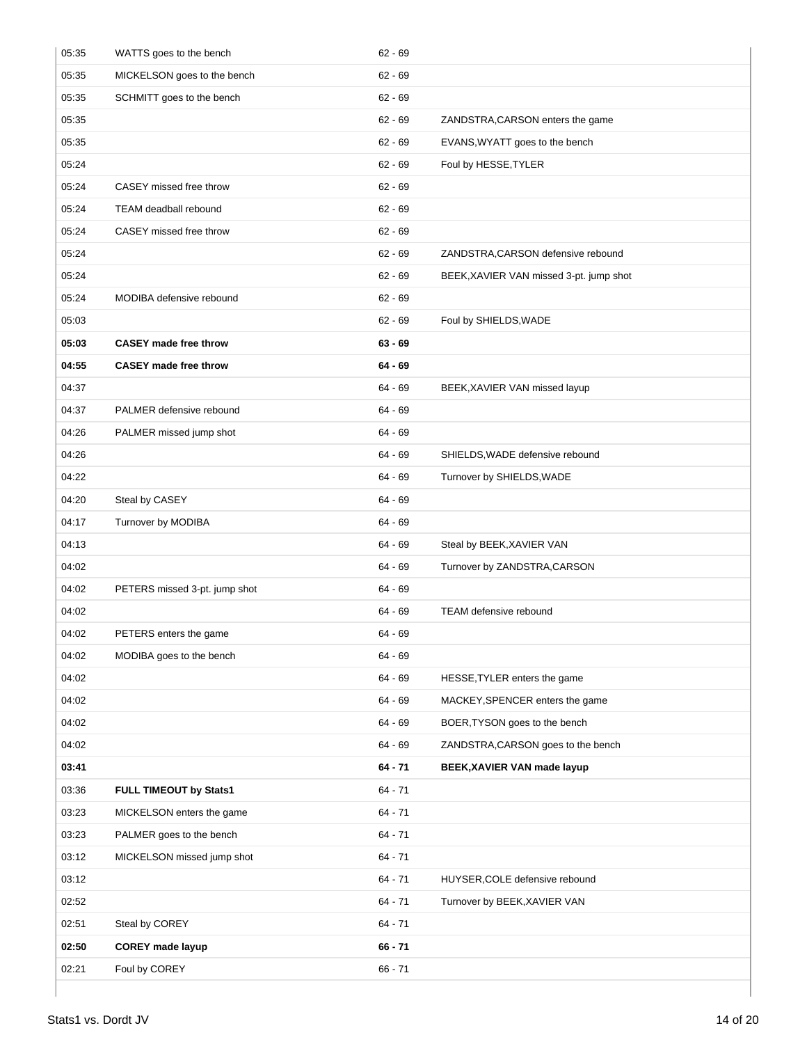| | | | |
|---|---|---|---|
| 05:35 | WATTS goes to the bench | 62 - 69 | |
| 05:35 | MICKELSON goes to the bench | 62 - 69 | |
| 05:35 | SCHMITT goes to the bench | 62 - 69 | |
| 05:35 | | 62 - 69 | ZANDSTRA,CARSON enters the game |
| 05:35 | | 62 - 69 | EVANS,WYATT goes to the bench |
| 05:24 | | 62 - 69 | Foul by HESSE,TYLER |
| 05:24 | CASEY missed free throw | 62 - 69 | |
| 05:24 | TEAM deadball rebound | 62 - 69 | |
| 05:24 | CASEY missed free throw | 62 - 69 | |
| 05:24 | | 62 - 69 | ZANDSTRA,CARSON defensive rebound |
| 05:24 | | 62 - 69 | BEEK,XAVIER VAN missed 3-pt. jump shot |
| 05:24 | MODIBA defensive rebound | 62 - 69 | |
| 05:03 | | 62 - 69 | Foul by SHIELDS,WADE |
| **05:03** | **CASEY made free throw** | **63 - 69** | |
| **04:55** | **CASEY made free throw** | **64 - 69** | |
| 04:37 | | 64 - 69 | BEEK,XAVIER VAN missed layup |
| 04:37 | PALMER defensive rebound | 64 - 69 | |
| 04:26 | PALMER missed jump shot | 64 - 69 | |
| 04:26 | | 64 - 69 | SHIELDS,WADE defensive rebound |
| 04:22 | | 64 - 69 | Turnover by SHIELDS,WADE |
| 04:20 | Steal by CASEY | 64 - 69 | |
| 04:17 | Turnover by MODIBA | 64 - 69 | |
| 04:13 | | 64 - 69 | Steal by BEEK,XAVIER VAN |
| 04:02 | | 64 - 69 | Turnover by ZANDSTRA,CARSON |
| 04:02 | PETERS missed 3-pt. jump shot | 64 - 69 | |
| 04:02 | | 64 - 69 | TEAM defensive rebound |
| 04:02 | PETERS enters the game | 64 - 69 | |
| 04:02 | MODIBA goes to the bench | 64 - 69 | |
| 04:02 | | 64 - 69 | HESSE,TYLER enters the game |
| 04:02 | | 64 - 69 | MACKEY,SPENCER enters the game |
| 04:02 | | 64 - 69 | BOER,TYSON goes to the bench |
| 04:02 | | 64 - 69 | ZANDSTRA,CARSON goes to the bench |
| **03:41** | | **64 - 71** | **BEEK,XAVIER VAN made layup** |
| 03:36 | **FULL TIMEOUT by Stats1** | 64 - 71 | |
| 03:23 | MICKELSON enters the game | 64 - 71 | |
| 03:23 | PALMER goes to the bench | 64 - 71 | |
| 03:12 | MICKELSON missed jump shot | 64 - 71 | |
| 03:12 | | 64 - 71 | HUYSER,COLE defensive rebound |
| 02:52 | | 64 - 71 | Turnover by BEEK,XAVIER VAN |
| 02:51 | Steal by COREY | 64 - 71 | |
| **02:50** | **COREY made layup** | **66 - 71** | |
| 02:21 | Foul by COREY | 66 - 71 | |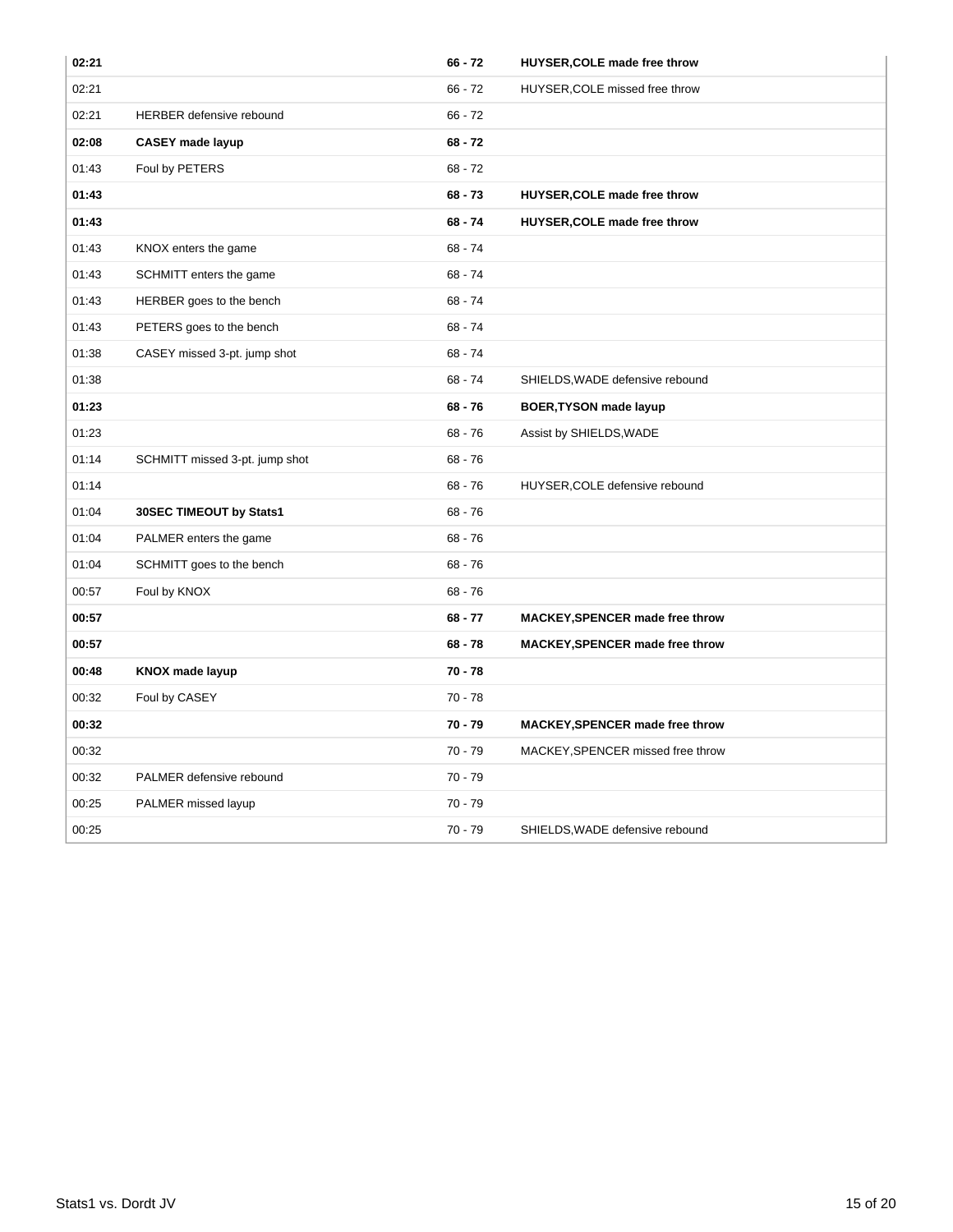| | | | |
|---|---|---|---|
| **02:21** | | **66 - 72** | **HUYSER,COLE made free throw** |
| 02:21 | | 66 - 72 | HUYSER,COLE missed free throw |
| 02:21 | HERBER defensive rebound | 66 - 72 | |
| **02:08** | **CASEY made layup** | **68 - 72** | |
| 01:43 | Foul by PETERS | 68 - 72 | |
| **01:43** | | **68 - 73** | **HUYSER,COLE made free throw** |
| **01:43** | | **68 - 74** | **HUYSER,COLE made free throw** |
| 01:43 | KNOX enters the game | 68 - 74 | |
| 01:43 | SCHMITT enters the game | 68 - 74 | |
| 01:43 | HERBER goes to the bench | 68 - 74 | |
| 01:43 | PETERS goes to the bench | 68 - 74 | |
| 01:38 | CASEY missed 3-pt. jump shot | 68 - 74 | |
| 01:38 | | 68 - 74 | SHIELDS,WADE defensive rebound |
| **01:23** | | **68 - 76** | **BOER,TYSON made layup** |
| 01:23 | | 68 - 76 | Assist by SHIELDS,WADE |
| 01:14 | SCHMITT missed 3-pt. jump shot | 68 - 76 | |
| 01:14 | | 68 - 76 | HUYSER,COLE defensive rebound |
| 01:04 | **30SEC TIMEOUT by Stats1** | 68 - 76 | |
| 01:04 | PALMER enters the game | 68 - 76 | |
| 01:04 | SCHMITT goes to the bench | 68 - 76 | |
| 00:57 | Foul by KNOX | 68 - 76 | |
| **00:57** | | **68 - 77** | **MACKEY,SPENCER made free throw** |
| **00:57** | | **68 - 78** | **MACKEY,SPENCER made free throw** |
| **00:48** | **KNOX made layup** | **70 - 78** | |
| 00:32 | Foul by CASEY | 70 - 78 | |
| **00:32** | | **70 - 79** | **MACKEY,SPENCER made free throw** |
| 00:32 | | 70 - 79 | MACKEY,SPENCER missed free throw |
| 00:32 | PALMER defensive rebound | 70 - 79 | |
| 00:25 | PALMER missed layup | 70 - 79 | |
| 00:25 | | 70 - 79 | SHIELDS,WADE defensive rebound |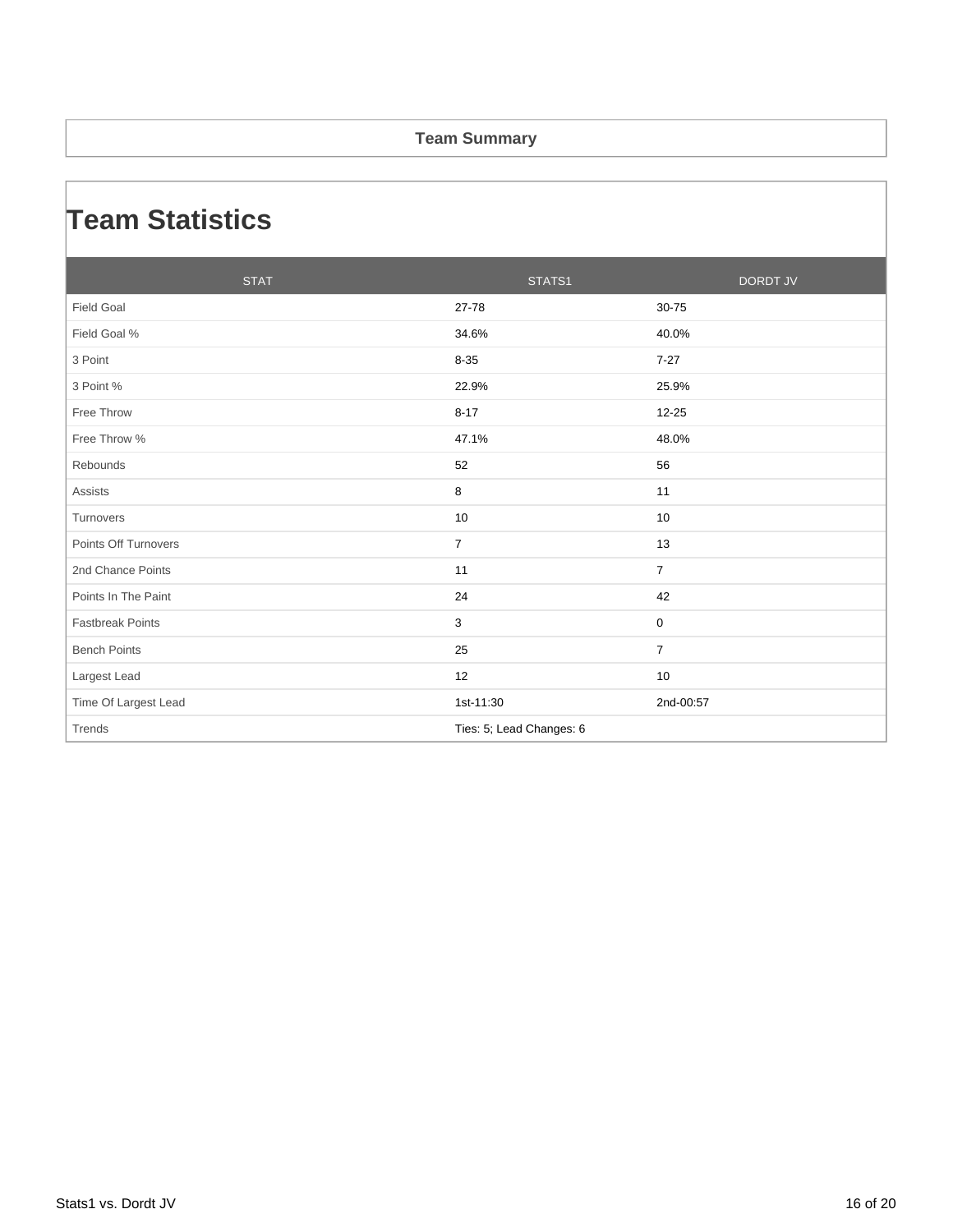## Team Summary

# Team Statistics

| STAT | STATS1 | DORDT JV |
|---|---|---|
| Field Goal | 27-78 | 30-75 |
| Field Goal % | 34.6% | 40.0% |
| 3 Point | 8-35 | 7-27 |
| 3 Point % | 22.9% | 25.9% |
| Free Throw | 8-17 | 12-25 |
| Free Throw % | 47.1% | 48.0% |
| Rebounds | 52 | 56 |
| Assists | 8 | 11 |
| Turnovers | 10 | 10 |
| Points Off Turnovers | 7 | 13 |
| 2nd Chance Points | 11 | 7 |
| Points In The Paint | 24 | 42 |
| Fastbreak Points | 3 | 0 |
| Bench Points | 25 | 7 |
| Largest Lead | 12 | 10 |
| Time Of Largest Lead | 1st-11:30 | 2nd-00:57 |
| Trends | Ties: 5; Lead Changes: 6 | |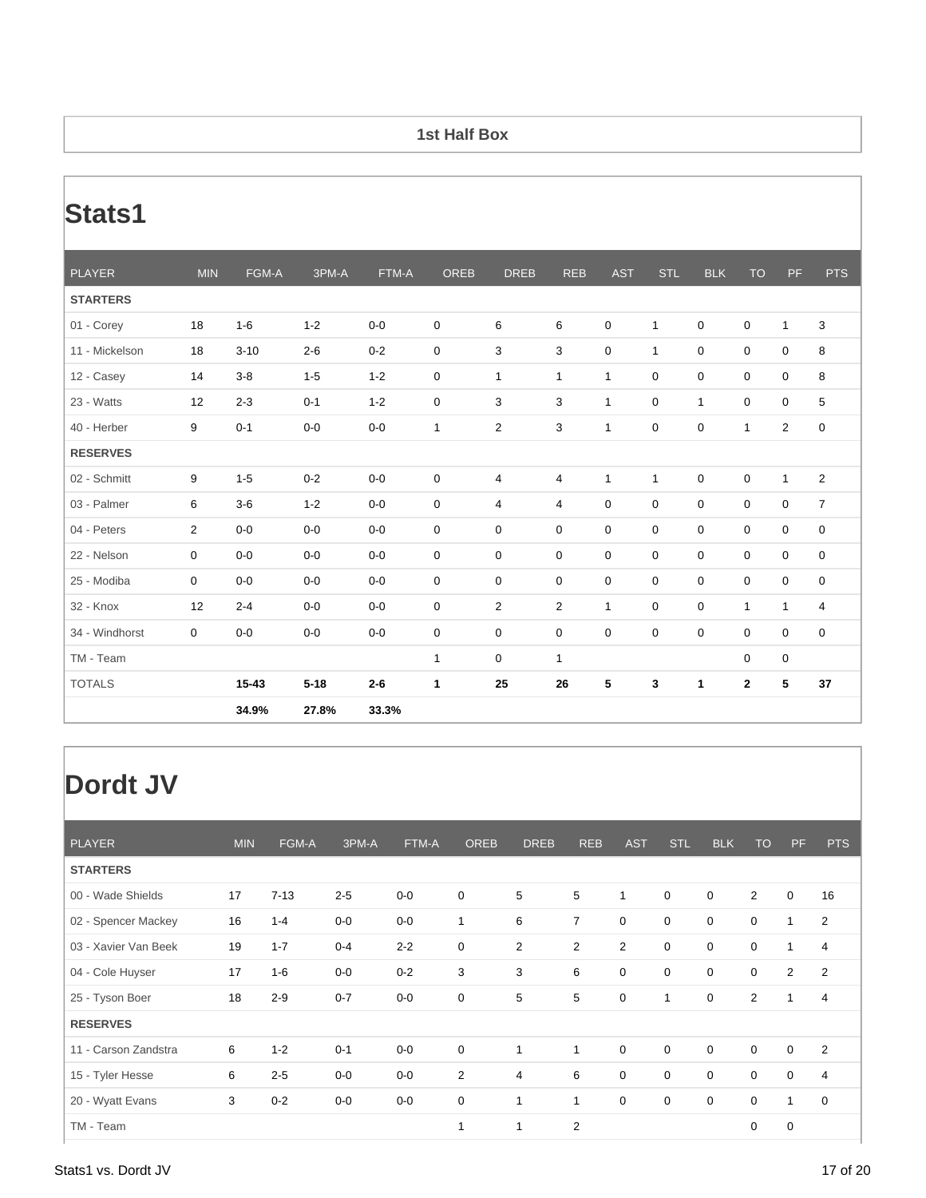**1st Half Box**

# Stats1

| PLAYER | MIN | FGM-A | 3PM-A | FTM-A | OREB | DREB | REB | AST | STL | BLK | TO | PF | PTS |
|---|---|---|---|---|---|---|---|---|---|---|---|---|---|
| **STARTERS** | | | | | | | | | | | | | |
| 01 - Corey | 18 | 1-6 | 1-2 | 0-0 | 0 | 6 | 6 | 0 | 1 | 0 | 0 | 1 | 3 |
| 11 - Mickelson | 18 | 3-10 | 2-6 | 0-2 | 0 | 3 | 3 | 0 | 1 | 0 | 0 | 0 | 8 |
| 12 - Casey | 14 | 3-8 | 1-5 | 1-2 | 0 | 1 | 1 | 1 | 0 | 0 | 0 | 0 | 8 |
| 23 - Watts | 12 | 2-3 | 0-1 | 1-2 | 0 | 3 | 3 | 1 | 0 | 1 | 0 | 0 | 5 |
| 40 - Herber | 9 | 0-1 | 0-0 | 0-0 | 1 | 2 | 3 | 1 | 0 | 0 | 1 | 2 | 0 |
| **RESERVES** | | | | | | | | | | | | | |
| 02 - Schmitt | 9 | 1-5 | 0-2 | 0-0 | 0 | 4 | 4 | 1 | 1 | 0 | 0 | 1 | 2 |
| 03 - Palmer | 6 | 3-6 | 1-2 | 0-0 | 0 | 4 | 4 | 0 | 0 | 0 | 0 | 0 | 7 |
| 04 - Peters | 2 | 0-0 | 0-0 | 0-0 | 0 | 0 | 0 | 0 | 0 | 0 | 0 | 0 | 0 |
| 22 - Nelson | 0 | 0-0 | 0-0 | 0-0 | 0 | 0 | 0 | 0 | 0 | 0 | 0 | 0 | 0 |
| 25 - Modiba | 0 | 0-0 | 0-0 | 0-0 | 0 | 0 | 0 | 0 | 0 | 0 | 0 | 0 | 0 |
| 32 - Knox | 12 | 2-4 | 0-0 | 0-0 | 0 | 2 | 2 | 1 | 0 | 0 | 1 | 1 | 4 |
| 34 - Windhorst | 0 | 0-0 | 0-0 | 0-0 | 0 | 0 | 0 | 0 | 0 | 0 | 0 | 0 | 0 |
| TM - Team | | | | | 1 | 0 | 1 | | | | 0 | 0 | |
| TOTALS | | **15-43** | **5-18** | **2-6** | **1** | **25** | **26** | **5** | **3** | **1** | **2** | **5** | **37** |
| | | **34.9%** | **27.8%** | **33.3%** | | | | | | | | | |

# Dordt JV

| PLAYER | MIN | FGM-A | 3PM-A | FTM-A | OREB | DREB | REB | AST | STL | BLK | TO | PF | PTS |
|---|---|---|---|---|---|---|---|---|---|---|---|---|---|
| **STARTERS** | | | | | | | | | | | | | |
| 00 - Wade Shields | 17 | 7-13 | 2-5 | 0-0 | 0 | 5 | 5 | 1 | 0 | 0 | 2 | 0 | 16 |
| 02 - Spencer Mackey | 16 | 1-4 | 0-0 | 0-0 | 1 | 6 | 7 | 0 | 0 | 0 | 0 | 1 | 2 |
| 03 - Xavier Van Beek | 19 | 1-7 | 0-4 | 2-2 | 0 | 2 | 2 | 2 | 0 | 0 | 0 | 1 | 4 |
| 04 - Cole Huyser | 17 | 1-6 | 0-0 | 0-2 | 3 | 3 | 6 | 0 | 0 | 0 | 0 | 2 | 2 |
| 25 - Tyson Boer | 18 | 2-9 | 0-7 | 0-0 | 0 | 5 | 5 | 0 | 1 | 0 | 2 | 1 | 4 |
| **RESERVES** | | | | | | | | | | | | | |
| 11 - Carson Zandstra | 6 | 1-2 | 0-1 | 0-0 | 0 | 1 | 1 | 0 | 0 | 0 | 0 | 0 | 2 |
| 15 - Tyler Hesse | 6 | 2-5 | 0-0 | 0-0 | 2 | 4 | 6 | 0 | 0 | 0 | 0 | 0 | 4 |
| 20 - Wyatt Evans | 3 | 0-2 | 0-0 | 0-0 | 0 | 1 | 1 | 0 | 0 | 0 | 0 | 1 | 0 |
| TM - Team | | | | | 1 | 1 | 2 | | | | 0 | 0 | |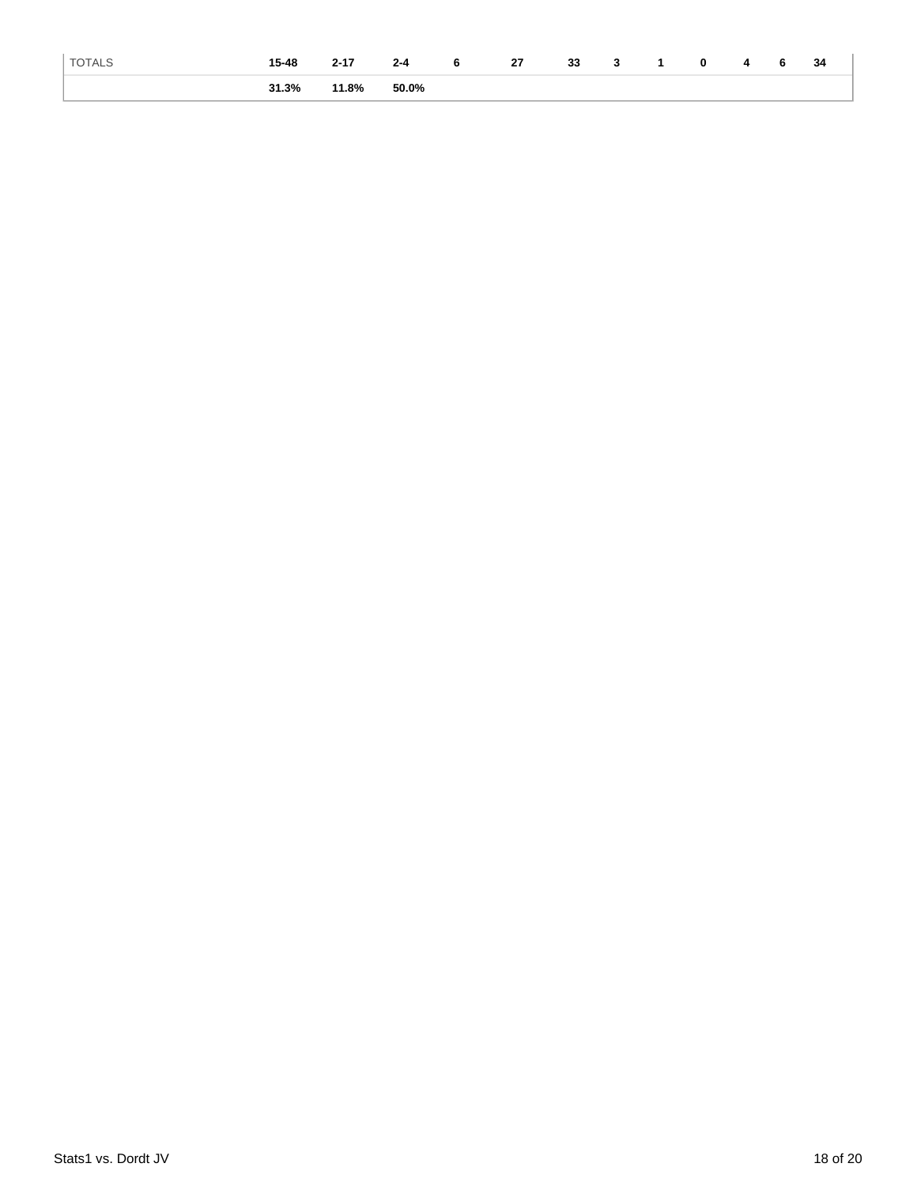| TOTALS | 15-48 | 2-17 | 2-4 | 6 | 27 | 33 | 3 | 1 | 0 | 4 | 6 | 34 |
|---|---|---|---|---|---|---|---|---|---|---|---|---|
| | 31.3% | 11.8% | 50.0% | | | | | | | | | |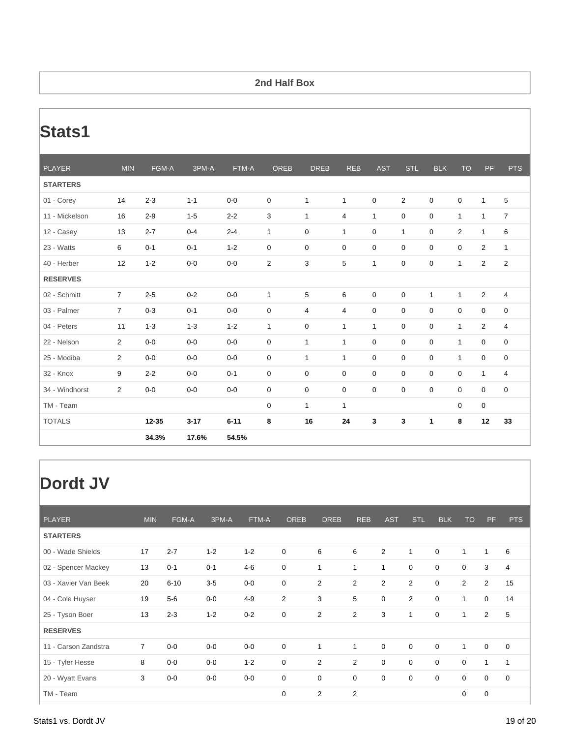## 2nd Half Box

# Stats1

| PLAYER | MIN | FGM-A | 3PM-A | FTM-A | OREB | DREB | REB | AST | STL | BLK | TO | PF | PTS |
|---|---|---|---|---|---|---|---|---|---|---|---|---|---|
| **STARTERS** | | | | | | | | | | | | | |
| 01 - Corey | 14 | 2-3 | 1-1 | 0-0 | 0 | 1 | 1 | 0 | 2 | 0 | 0 | 1 | 5 |
| 11 - Mickelson | 16 | 2-9 | 1-5 | 2-2 | 3 | 1 | 4 | 1 | 0 | 0 | 1 | 1 | 7 |
| 12 - Casey | 13 | 2-7 | 0-4 | 2-4 | 1 | 0 | 1 | 0 | 1 | 0 | 2 | 1 | 6 |
| 23 - Watts | 6 | 0-1 | 0-1 | 1-2 | 0 | 0 | 0 | 0 | 0 | 0 | 0 | 2 | 1 |
| 40 - Herber | 12 | 1-2 | 0-0 | 0-0 | 2 | 3 | 5 | 1 | 0 | 0 | 1 | 2 | 2 |
| **RESERVES** | | | | | | | | | | | | | |
| 02 - Schmitt | 7 | 2-5 | 0-2 | 0-0 | 1 | 5 | 6 | 0 | 0 | 1 | 1 | 2 | 4 |
| 03 - Palmer | 7 | 0-3 | 0-1 | 0-0 | 0 | 4 | 4 | 0 | 0 | 0 | 0 | 0 | 0 |
| 04 - Peters | 11 | 1-3 | 1-3 | 1-2 | 1 | 0 | 1 | 1 | 0 | 0 | 1 | 2 | 4 |
| 22 - Nelson | 2 | 0-0 | 0-0 | 0-0 | 0 | 1 | 1 | 0 | 0 | 0 | 1 | 0 | 0 |
| 25 - Modiba | 2 | 0-0 | 0-0 | 0-0 | 0 | 1 | 1 | 0 | 0 | 0 | 1 | 0 | 0 |
| 32 - Knox | 9 | 2-2 | 0-0 | 0-1 | 0 | 0 | 0 | 0 | 0 | 0 | 0 | 1 | 4 |
| 34 - Windhorst | 2 | 0-0 | 0-0 | 0-0 | 0 | 0 | 0 | 0 | 0 | 0 | 0 | 0 | 0 |
| TM - Team | | | | | 0 | 1 | 1 | | | | 0 | 0 | |
| TOTALS | | **12-35** | **3-17** | **6-11** | **8** | **16** | **24** | **3** | **3** | **1** | **8** | **12** | **33** |
| | | **34.3%** | **17.6%** | **54.5%** | | | | | | | | | |

# Dordt JV

| PLAYER | MIN | FGM-A | 3PM-A | FTM-A | OREB | DREB | REB | AST | STL | BLK | TO | PF | PTS |
|---|---|---|---|---|---|---|---|---|---|---|---|---|---|
| **STARTERS** | | | | | | | | | | | | | |
| 00 - Wade Shields | 17 | 2-7 | 1-2 | 1-2 | 0 | 6 | 6 | 2 | 1 | 0 | 1 | 1 | 6 |
| 02 - Spencer Mackey | 13 | 0-1 | 0-1 | 4-6 | 0 | 1 | 1 | 1 | 0 | 0 | 0 | 3 | 4 |
| 03 - Xavier Van Beek | 20 | 6-10 | 3-5 | 0-0 | 0 | 2 | 2 | 2 | 2 | 0 | 2 | 2 | 15 |
| 04 - Cole Huyser | 19 | 5-6 | 0-0 | 4-9 | 2 | 3 | 5 | 0 | 2 | 0 | 1 | 0 | 14 |
| 25 - Tyson Boer | 13 | 2-3 | 1-2 | 0-2 | 0 | 2 | 2 | 3 | 1 | 0 | 1 | 2 | 5 |
| **RESERVES** | | | | | | | | | | | | | |
| 11 - Carson Zandstra | 7 | 0-0 | 0-0 | 0-0 | 0 | 1 | 1 | 0 | 0 | 0 | 1 | 0 | 0 |
| 15 - Tyler Hesse | 8 | 0-0 | 0-0 | 1-2 | 0 | 2 | 2 | 0 | 0 | 0 | 0 | 1 | 1 |
| 20 - Wyatt Evans | 3 | 0-0 | 0-0 | 0-0 | 0 | 0 | 0 | 0 | 0 | 0 | 0 | 0 | 0 |
| TM - Team | | | | | 0 | 2 | 2 | | | | 0 | 0 | |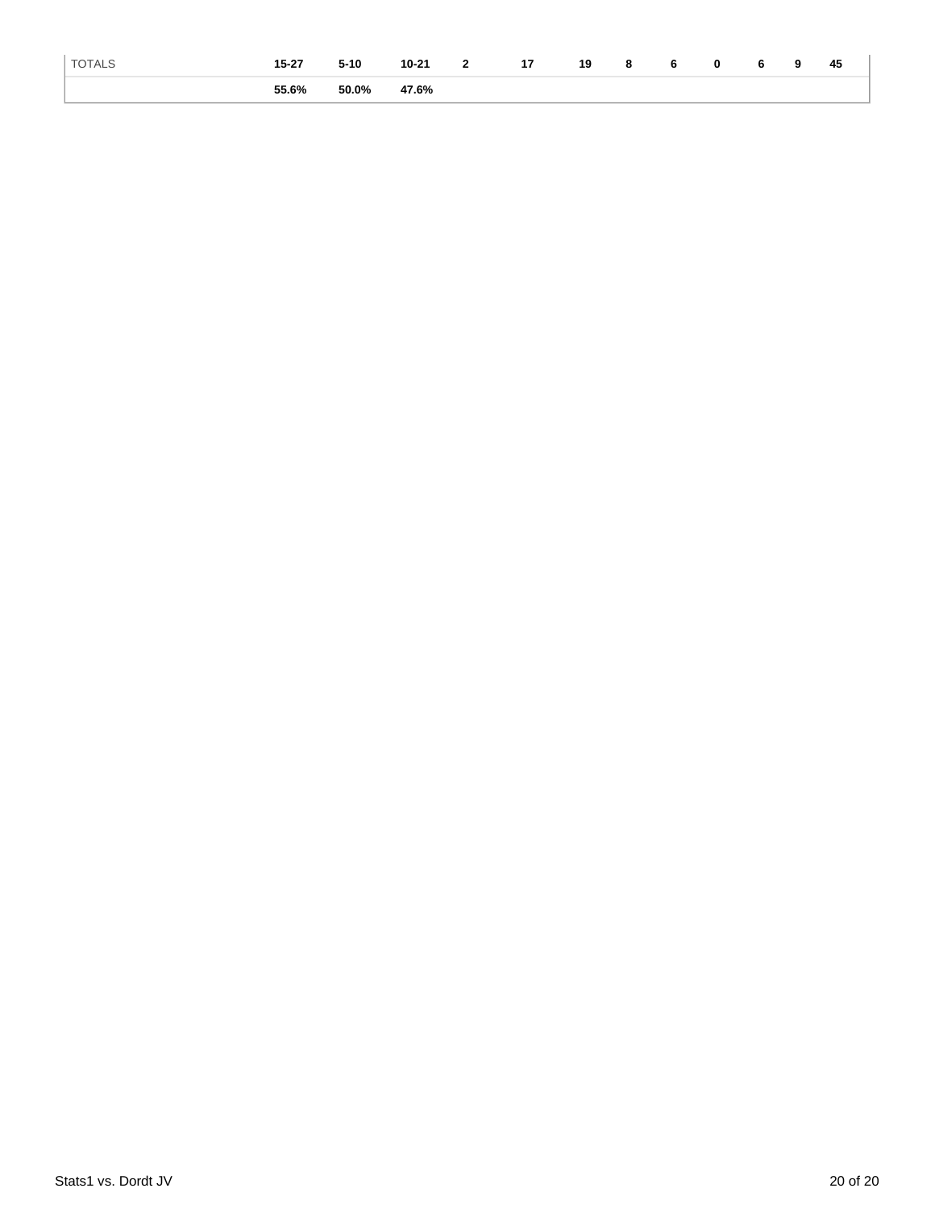| | | | | | | | | | | | | |
|---|---|---|---|---|---|---|---|---|---|---|---|---|
| TOTALS | **15-27** | **5-10** | **10-21** | **2** | **17** | **19** | **8** | **6** | **0** | **6** | **9** | **45** |
| | **55.6%** | **50.0%** | **47.6%** | | | | | | | | | |